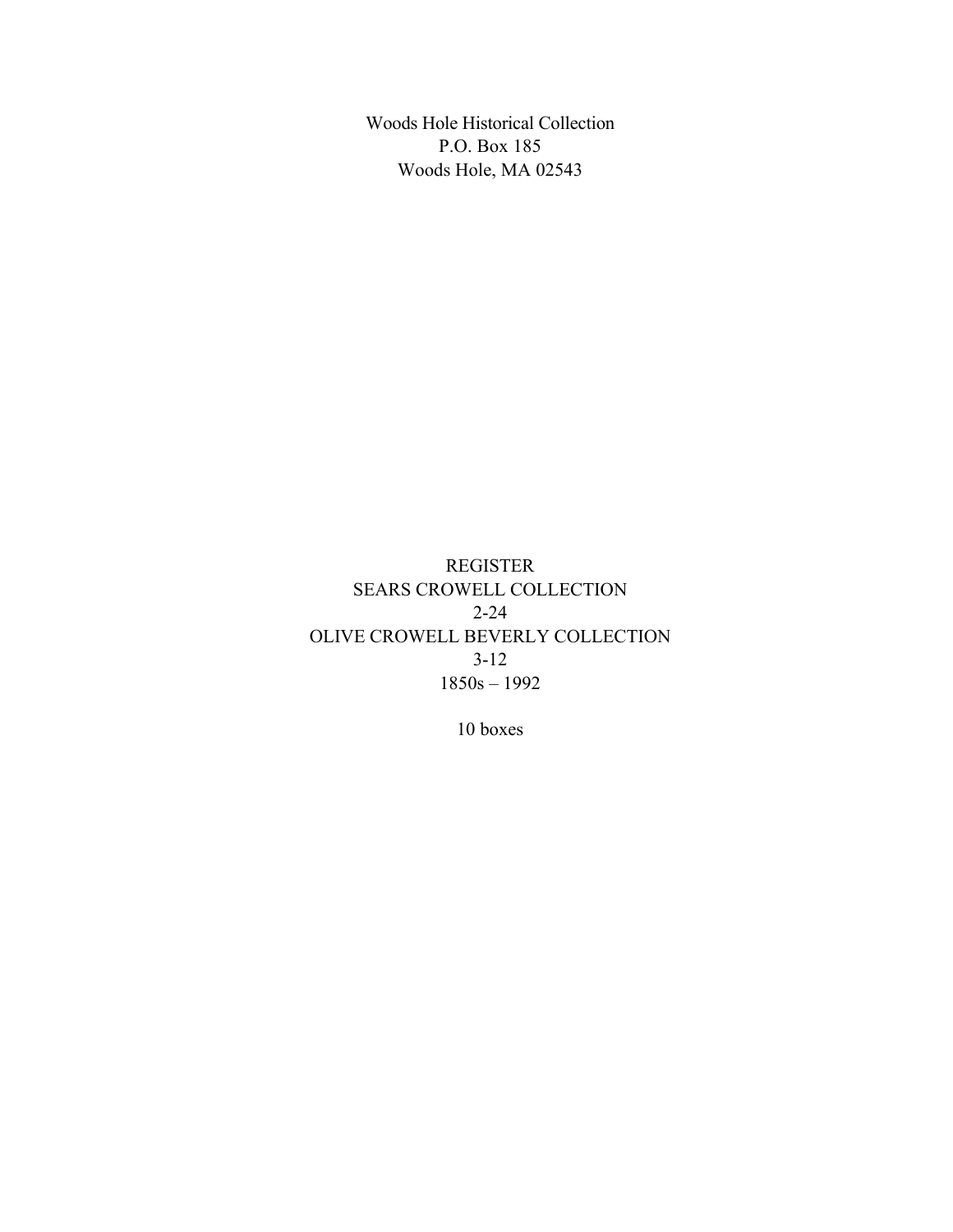Woods Hole Historical Collection
P.O. Box 185
Woods Hole, MA 02543

# REGISTER
# SEARS CROWELL COLLECTION
# 2-24
# OLIVE CROWELL BEVERLY COLLECTION
# 3-12

1850s – 1992

10 boxes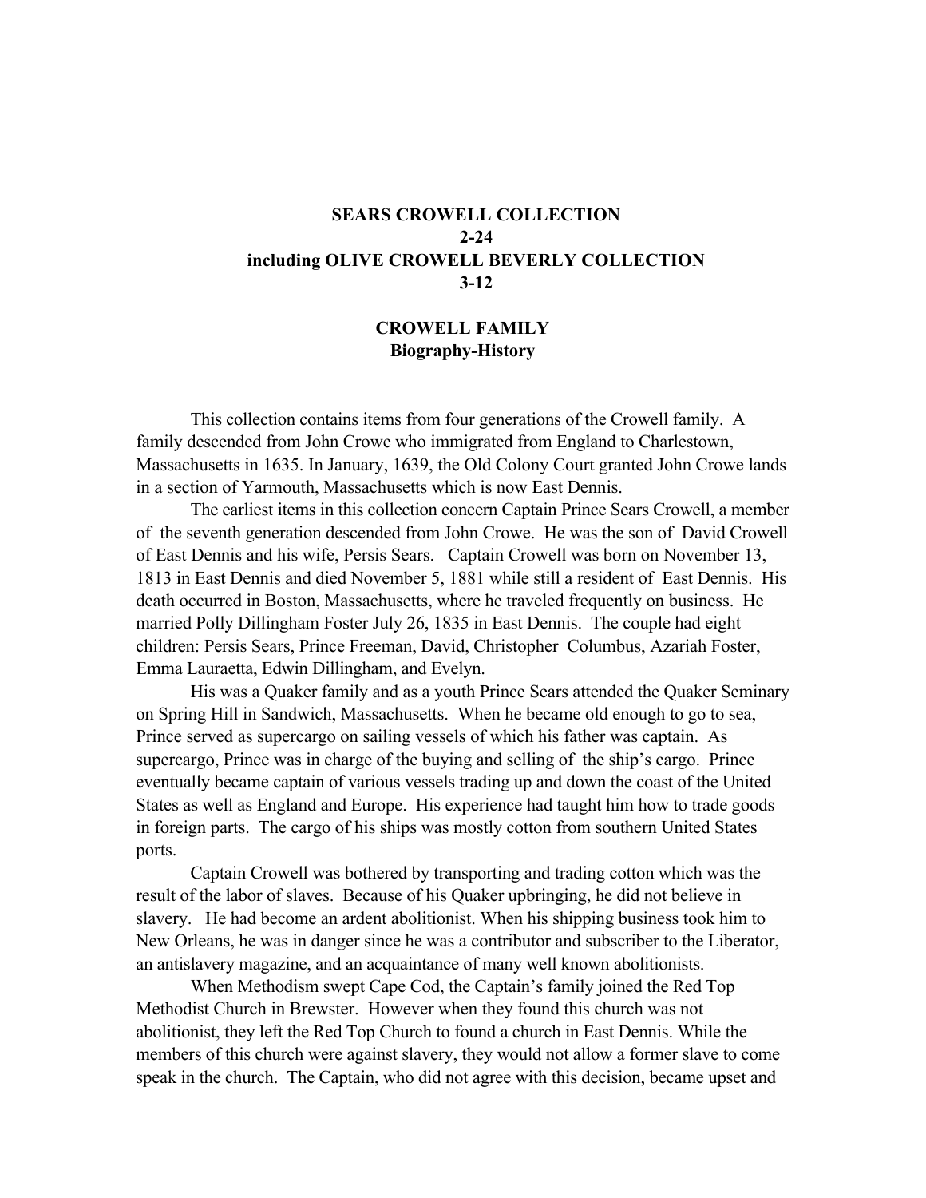# SEARS CROWELL COLLECTION
# 2-24
# including OLIVE CROWELL BEVERLY COLLECTION
# 3-12

## CROWELL FAMILY
### Biography-History

This collection contains items from four generations of the Crowell family. A family descended from John Crowe who immigrated from England to Charlestown, Massachusetts in 1635. In January, 1639, the Old Colony Court granted John Crowe lands in a section of Yarmouth, Massachusetts which is now East Dennis.

The earliest items in this collection concern Captain Prince Sears Crowell, a member of the seventh generation descended from John Crowe. He was the son of David Crowell of East Dennis and his wife, Persis Sears. Captain Crowell was born on November 13, 1813 in East Dennis and died November 5, 1881 while still a resident of East Dennis. His death occurred in Boston, Massachusetts, where he traveled frequently on business. He married Polly Dillingham Foster July 26, 1835 in East Dennis. The couple had eight children: Persis Sears, Prince Freeman, David, Christopher Columbus, Azariah Foster, Emma Lauraetta, Edwin Dillingham, and Evelyn.

His was a Quaker family and as a youth Prince Sears attended the Quaker Seminary on Spring Hill in Sandwich, Massachusetts. When he became old enough to go to sea, Prince served as supercargo on sailing vessels of which his father was captain. As supercargo, Prince was in charge of the buying and selling of the ship's cargo. Prince eventually became captain of various vessels trading up and down the coast of the United States as well as England and Europe. His experience had taught him how to trade goods in foreign parts. The cargo of his ships was mostly cotton from southern United States ports.

Captain Crowell was bothered by transporting and trading cotton which was the result of the labor of slaves. Because of his Quaker upbringing, he did not believe in slavery. He had become an ardent abolitionist. When his shipping business took him to New Orleans, he was in danger since he was a contributor and subscriber to the Liberator, an antislavery magazine, and an acquaintance of many well known abolitionists.

When Methodism swept Cape Cod, the Captain's family joined the Red Top Methodist Church in Brewster. However when they found this church was not abolitionist, they left the Red Top Church to found a church in East Dennis. While the members of this church were against slavery, they would not allow a former slave to come speak in the church. The Captain, who did not agree with this decision, became upset and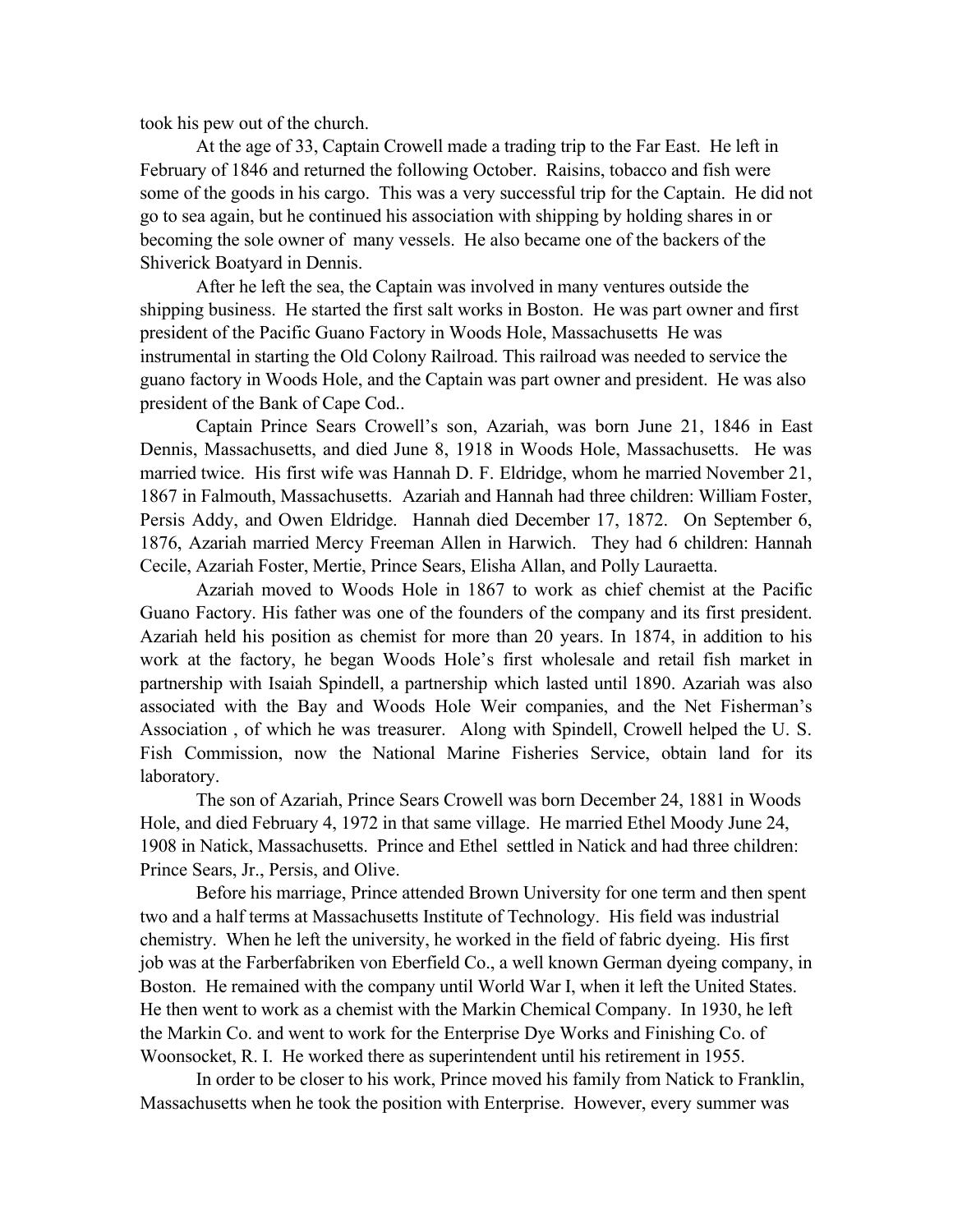took his pew out of the church.

At the age of 33, Captain Crowell made a trading trip to the Far East. He left in February of 1846 and returned the following October. Raisins, tobacco and fish were some of the goods in his cargo. This was a very successful trip for the Captain. He did not go to sea again, but he continued his association with shipping by holding shares in or becoming the sole owner of many vessels. He also became one of the backers of the Shiverick Boatyard in Dennis.

After he left the sea, the Captain was involved in many ventures outside the shipping business. He started the first salt works in Boston. He was part owner and first president of the Pacific Guano Factory in Woods Hole, Massachusetts He was instrumental in starting the Old Colony Railroad. This railroad was needed to service the guano factory in Woods Hole, and the Captain was part owner and president. He was also president of the Bank of Cape Cod..

Captain Prince Sears Crowell's son, Azariah, was born June 21, 1846 in East Dennis, Massachusetts, and died June 8, 1918 in Woods Hole, Massachusetts. He was married twice. His first wife was Hannah D. F. Eldridge, whom he married November 21, 1867 in Falmouth, Massachusetts. Azariah and Hannah had three children: William Foster, Persis Addy, and Owen Eldridge. Hannah died December 17, 1872. On September 6, 1876, Azariah married Mercy Freeman Allen in Harwich. They had 6 children: Hannah Cecile, Azariah Foster, Mertie, Prince Sears, Elisha Allan, and Polly Lauraetta.

Azariah moved to Woods Hole in 1867 to work as chief chemist at the Pacific Guano Factory. His father was one of the founders of the company and its first president. Azariah held his position as chemist for more than 20 years. In 1874, in addition to his work at the factory, he began Woods Hole's first wholesale and retail fish market in partnership with Isaiah Spindell, a partnership which lasted until 1890. Azariah was also associated with the Bay and Woods Hole Weir companies, and the Net Fisherman's Association , of which he was treasurer. Along with Spindell, Crowell helped the U. S. Fish Commission, now the National Marine Fisheries Service, obtain land for its laboratory.

The son of Azariah, Prince Sears Crowell was born December 24, 1881 in Woods Hole, and died February 4, 1972 in that same village. He married Ethel Moody June 24, 1908 in Natick, Massachusetts. Prince and Ethel settled in Natick and had three children: Prince Sears, Jr., Persis, and Olive.

Before his marriage, Prince attended Brown University for one term and then spent two and a half terms at Massachusetts Institute of Technology. His field was industrial chemistry. When he left the university, he worked in the field of fabric dyeing. His first job was at the Farberfabriken von Eberfield Co., a well known German dyeing company, in Boston. He remained with the company until World War I, when it left the United States. He then went to work as a chemist with the Markin Chemical Company. In 1930, he left the Markin Co. and went to work for the Enterprise Dye Works and Finishing Co. of Woonsocket, R. I. He worked there as superintendent until his retirement in 1955.

In order to be closer to his work, Prince moved his family from Natick to Franklin, Massachusetts when he took the position with Enterprise. However, every summer was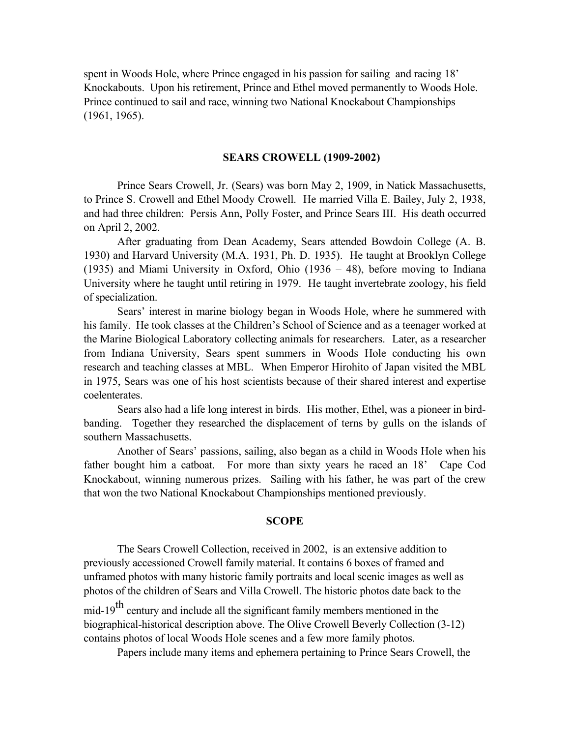spent in Woods Hole, where Prince engaged in his passion for sailing and racing 18' Knockabouts. Upon his retirement, Prince and Ethel moved permanently to Woods Hole. Prince continued to sail and race, winning two National Knockabout Championships (1961, 1965).

## SEARS CROWELL (1909-2002)

Prince Sears Crowell, Jr. (Sears) was born May 2, 1909, in Natick Massachusetts, to Prince S. Crowell and Ethel Moody Crowell. He married Villa E. Bailey, July 2, 1938, and had three children: Persis Ann, Polly Foster, and Prince Sears III. His death occurred on April 2, 2002.

After graduating from Dean Academy, Sears attended Bowdoin College (A. B. 1930) and Harvard University (M.A. 1931, Ph. D. 1935). He taught at Brooklyn College (1935) and Miami University in Oxford, Ohio (1936 – 48), before moving to Indiana University where he taught until retiring in 1979. He taught invertebrate zoology, his field of specialization.

Sears' interest in marine biology began in Woods Hole, where he summered with his family. He took classes at the Children's School of Science and as a teenager worked at the Marine Biological Laboratory collecting animals for researchers. Later, as a researcher from Indiana University, Sears spent summers in Woods Hole conducting his own research and teaching classes at MBL. When Emperor Hirohito of Japan visited the MBL in 1975, Sears was one of his host scientists because of their shared interest and expertise coelenterates.

Sears also had a life long interest in birds. His mother, Ethel, was a pioneer in bird-banding. Together they researched the displacement of terns by gulls on the islands of southern Massachusetts.

Another of Sears' passions, sailing, also began as a child in Woods Hole when his father bought him a catboat. For more than sixty years he raced an 18' Cape Cod Knockabout, winning numerous prizes. Sailing with his father, he was part of the crew that won the two National Knockabout Championships mentioned previously.

## SCOPE

The Sears Crowell Collection, received in 2002, is an extensive addition to previously accessioned Crowell family material. It contains 6 boxes of framed and unframed photos with many historic family portraits and local scenic images as well as photos of the children of Sears and Villa Crowell. The historic photos date back to the mid-19th century and include all the significant family members mentioned in the biographical-historical description above. The Olive Crowell Beverly Collection (3-12) contains photos of local Woods Hole scenes and a few more family photos.

Papers include many items and ephemera pertaining to Prince Sears Crowell, the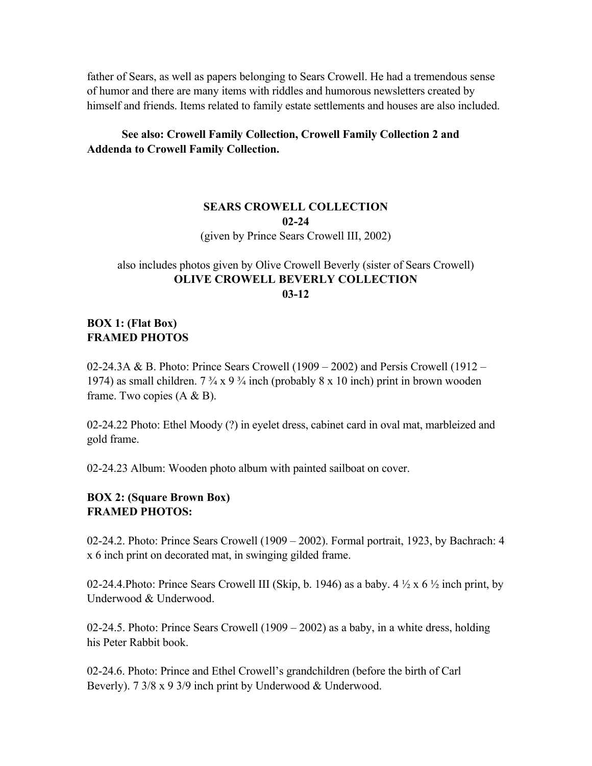father of Sears, as well as papers belonging to Sears Crowell. He had a tremendous sense of humor and there are many items with riddles and humorous newsletters created by himself and friends. Items related to family estate settlements and houses are also included.

**See also: Crowell Family Collection, Crowell Family Collection 2 and Addenda to Crowell Family Collection.**

## SEARS CROWELL COLLECTION
## 02-24

(given by Prince Sears Crowell III, 2002)

also includes photos given by Olive Crowell Beverly (sister of Sears Crowell)

## OLIVE CROWELL BEVERLY COLLECTION
## 03-12

### BOX 1: (Flat Box)
### FRAMED PHOTOS

02-24.3A & B. Photo: Prince Sears Crowell (1909 – 2002) and Persis Crowell (1912 – 1974) as small children. 7 ¾ x 9 ¾ inch (probably 8 x 10 inch) print in brown wooden frame. Two copies (A & B).

02-24.22 Photo: Ethel Moody (?) in eyelet dress, cabinet card in oval mat, marbleized and gold frame.

02-24.23 Album: Wooden photo album with painted sailboat on cover.

### BOX 2: (Square Brown Box)
### FRAMED PHOTOS:

02-24.2. Photo: Prince Sears Crowell (1909 – 2002). Formal portrait, 1923, by Bachrach: 4 x 6 inch print on decorated mat, in swinging gilded frame.

02-24.4.Photo: Prince Sears Crowell III (Skip, b. 1946) as a baby. 4 ½ x 6 ½ inch print, by Underwood & Underwood.

02-24.5. Photo: Prince Sears Crowell (1909 – 2002) as a baby, in a white dress, holding his Peter Rabbit book.

02-24.6. Photo: Prince and Ethel Crowell's grandchildren (before the birth of Carl Beverly). 7 3/8 x 9 3/9 inch print by Underwood & Underwood.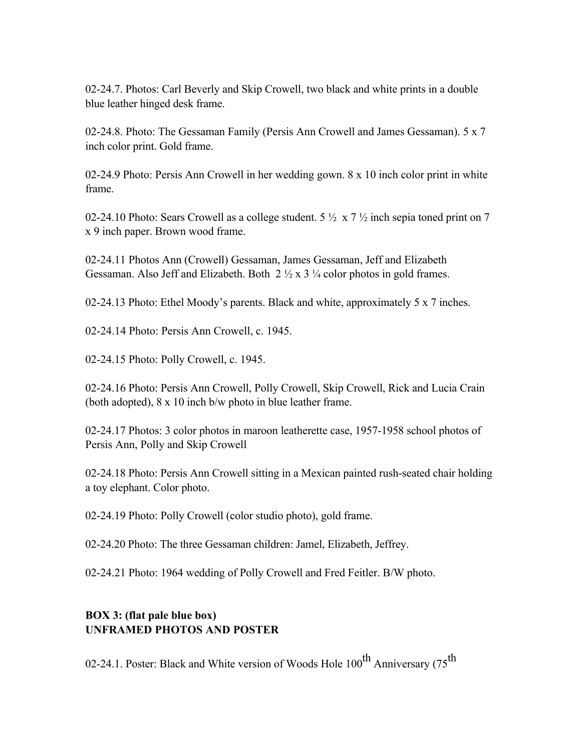02-24.7. Photos: Carl Beverly and Skip Crowell, two black and white prints in a double blue leather hinged desk frame.

02-24.8. Photo: The Gessaman Family (Persis Ann Crowell and James Gessaman). 5 x 7 inch color print. Gold frame.

02-24.9 Photo: Persis Ann Crowell in her wedding gown. 8 x 10 inch color print in white frame.

02-24.10 Photo: Sears Crowell as a college student. 5 ½ x 7 ½ inch sepia toned print on 7 x 9 inch paper. Brown wood frame.

02-24.11 Photos Ann (Crowell) Gessaman, James Gessaman, Jeff and Elizabeth Gessaman. Also Jeff and Elizabeth. Both 2 ½ x 3 ¼ color photos in gold frames.

02-24.13 Photo: Ethel Moody's parents. Black and white, approximately 5 x 7 inches.

02-24.14 Photo: Persis Ann Crowell, c. 1945.

02-24.15 Photo: Polly Crowell, c. 1945.

02-24.16 Photo: Persis Ann Crowell, Polly Crowell, Skip Crowell, Rick and Lucia Crain (both adopted), 8 x 10 inch b/w photo in blue leather frame.

02-24.17 Photos: 3 color photos in maroon leatherette case, 1957-1958 school photos of Persis Ann, Polly and Skip Crowell

02-24.18 Photo: Persis Ann Crowell sitting in a Mexican painted rush-seated chair holding a toy elephant. Color photo.

02-24.19 Photo: Polly Crowell (color studio photo), gold frame.

02-24.20 Photo: The three Gessaman children: Jamel, Elizabeth, Jeffrey.

02-24.21 Photo: 1964 wedding of Polly Crowell and Fred Feitler. B/W photo.

**BOX 3: (flat pale blue box)**
**UNFRAMED PHOTOS AND POSTER**

02-24.1. Poster: Black and White version of Woods Hole 100th Anniversary (75th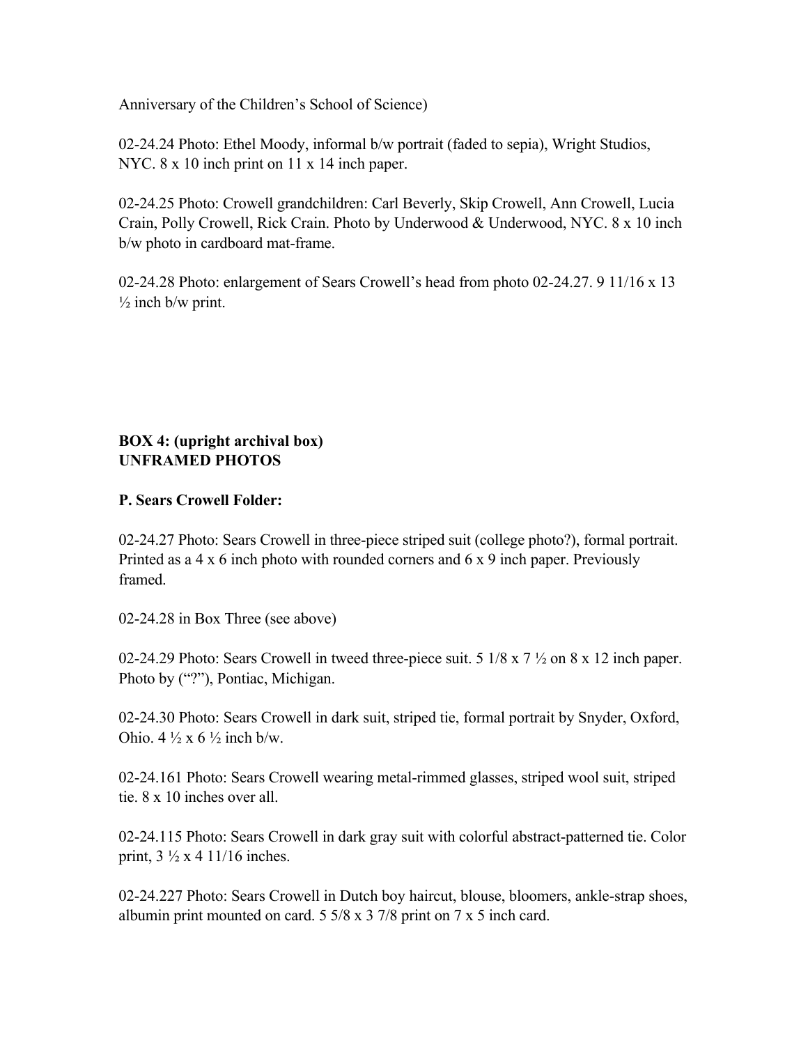Anniversary of the Children's School of Science)

02-24.24 Photo: Ethel Moody, informal b/w portrait (faded to sepia), Wright Studios, NYC. 8 x 10 inch print on 11 x 14 inch paper.

02-24.25 Photo: Crowell grandchildren: Carl Beverly, Skip Crowell, Ann Crowell, Lucia Crain, Polly Crowell, Rick Crain. Photo by Underwood & Underwood, NYC. 8 x 10 inch b/w photo in cardboard mat-frame.

02-24.28 Photo: enlargement of Sears Crowell's head from photo 02-24.27. 9 11/16 x 13 ½ inch b/w print.

**BOX 4: (upright archival box)**
**UNFRAMED PHOTOS**

**P. Sears Crowell Folder:**

02-24.27 Photo: Sears Crowell in three-piece striped suit (college photo?), formal portrait. Printed as a 4 x 6 inch photo with rounded corners and 6 x 9 inch paper. Previously framed.

02-24.28 in Box Three (see above)

02-24.29 Photo: Sears Crowell in tweed three-piece suit. 5 1/8 x 7 ½ on 8 x 12 inch paper. Photo by ("?"), Pontiac, Michigan.

02-24.30 Photo: Sears Crowell in dark suit, striped tie, formal portrait by Snyder, Oxford, Ohio. 4 ½ x 6 ½ inch b/w.

02-24.161 Photo: Sears Crowell wearing metal-rimmed glasses, striped wool suit, striped tie. 8 x 10 inches over all.

02-24.115 Photo: Sears Crowell in dark gray suit with colorful abstract-patterned tie. Color print, 3 ½ x 4 11/16 inches.

02-24.227 Photo: Sears Crowell in Dutch boy haircut, blouse, bloomers, ankle-strap shoes, albumin print mounted on card. 5 5/8 x 3 7/8 print on 7 x 5 inch card.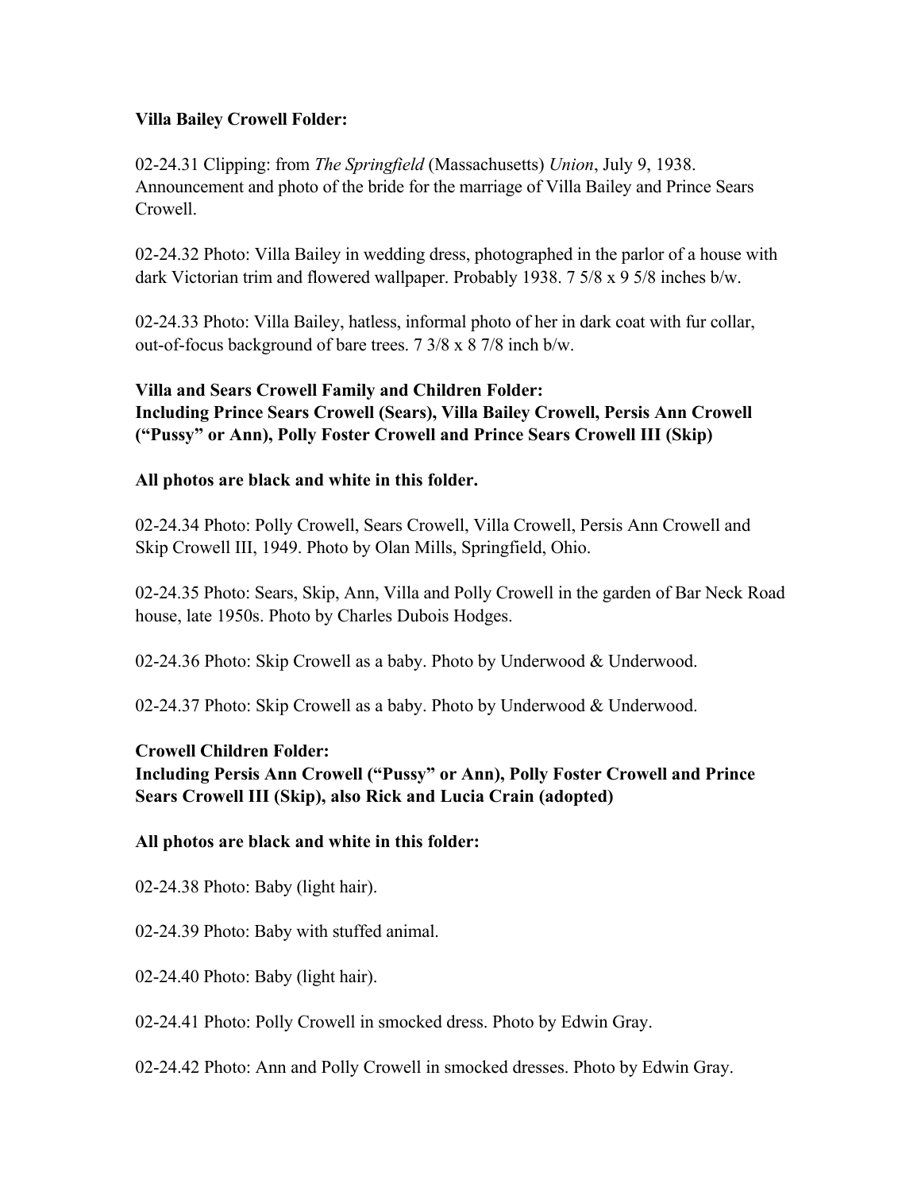**Villa Bailey Crowell Folder:**

02-24.31 Clipping: from *The Springfield* (Massachusetts) *Union*, July 9, 1938. Announcement and photo of the bride for the marriage of Villa Bailey and Prince Sears Crowell.

02-24.32 Photo: Villa Bailey in wedding dress, photographed in the parlor of a house with dark Victorian trim and flowered wallpaper. Probably 1938. 7 5/8 x 9 5/8 inches b/w.

02-24.33 Photo: Villa Bailey, hatless, informal photo of her in dark coat with fur collar, out-of-focus background of bare trees. 7 3/8 x 8 7/8 inch b/w.

**Villa and Sears Crowell Family and Children Folder:**
**Including Prince Sears Crowell (Sears), Villa Bailey Crowell, Persis Ann Crowell ("Pussy" or Ann), Polly Foster Crowell and Prince Sears Crowell III (Skip)**

**All photos are black and white in this folder.**

02-24.34 Photo: Polly Crowell, Sears Crowell, Villa Crowell, Persis Ann Crowell and Skip Crowell III, 1949. Photo by Olan Mills, Springfield, Ohio.

02-24.35 Photo: Sears, Skip, Ann, Villa and Polly Crowell in the garden of Bar Neck Road house, late 1950s. Photo by Charles Dubois Hodges.

02-24.36 Photo: Skip Crowell as a baby. Photo by Underwood & Underwood.

02-24.37 Photo: Skip Crowell as a baby. Photo by Underwood & Underwood.

**Crowell Children Folder:**
**Including Persis Ann Crowell ("Pussy" or Ann), Polly Foster Crowell and Prince Sears Crowell III (Skip), also Rick and Lucia Crain (adopted)**

**All photos are black and white in this folder:**

02-24.38 Photo: Baby (light hair).

02-24.39 Photo: Baby with stuffed animal.

02-24.40 Photo: Baby (light hair).

02-24.41 Photo: Polly Crowell in smocked dress. Photo by Edwin Gray.

02-24.42 Photo: Ann and Polly Crowell in smocked dresses. Photo by Edwin Gray.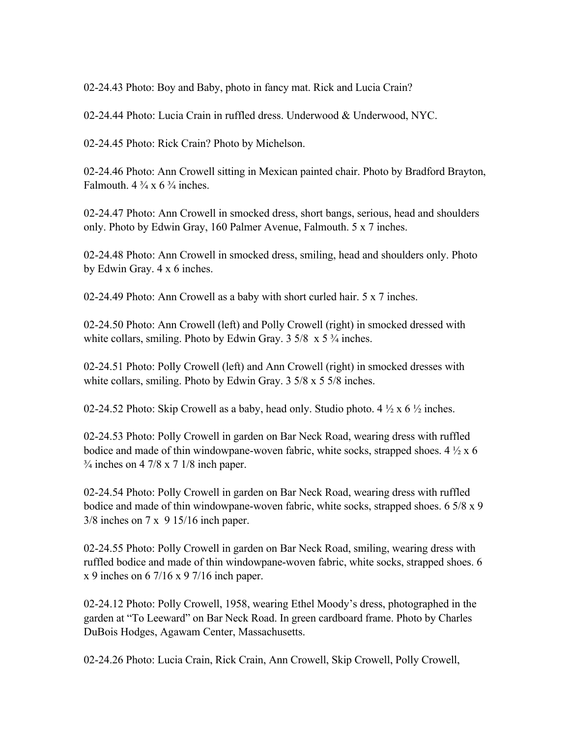02-24.43 Photo: Boy and Baby, photo in fancy mat. Rick and Lucia Crain?

02-24.44 Photo: Lucia Crain in ruffled dress. Underwood & Underwood, NYC.

02-24.45 Photo: Rick Crain? Photo by Michelson.

02-24.46 Photo: Ann Crowell sitting in Mexican painted chair. Photo by Bradford Brayton, Falmouth. 4 ¾ x 6 ¾ inches.

02-24.47 Photo: Ann Crowell in smocked dress, short bangs, serious, head and shoulders only. Photo by Edwin Gray, 160 Palmer Avenue, Falmouth. 5 x 7 inches.

02-24.48 Photo: Ann Crowell in smocked dress, smiling, head and shoulders only. Photo by Edwin Gray. 4 x 6 inches.

02-24.49 Photo: Ann Crowell as a baby with short curled hair. 5 x 7 inches.

02-24.50 Photo: Ann Crowell (left) and Polly Crowell (right) in smocked dressed with white collars, smiling. Photo by Edwin Gray. 3 5/8 x 5 ¾ inches.

02-24.51 Photo: Polly Crowell (left) and Ann Crowell (right) in smocked dresses with white collars, smiling. Photo by Edwin Gray. 3 5/8 x 5 5/8 inches.

02-24.52 Photo: Skip Crowell as a baby, head only. Studio photo. 4 ½ x 6 ½ inches.

02-24.53 Photo: Polly Crowell in garden on Bar Neck Road, wearing dress with ruffled bodice and made of thin windowpane-woven fabric, white socks, strapped shoes. 4 ½ x 6 ¾ inches on 4 7/8 x 7 1/8 inch paper.

02-24.54 Photo: Polly Crowell in garden on Bar Neck Road, wearing dress with ruffled bodice and made of thin windowpane-woven fabric, white socks, strapped shoes. 6 5/8 x 9 3/8 inches on 7 x 9 15/16 inch paper.

02-24.55 Photo: Polly Crowell in garden on Bar Neck Road, smiling, wearing dress with ruffled bodice and made of thin windowpane-woven fabric, white socks, strapped shoes. 6 x 9 inches on 6 7/16 x 9 7/16 inch paper.

02-24.12 Photo: Polly Crowell, 1958, wearing Ethel Moody's dress, photographed in the garden at "To Leeward" on Bar Neck Road. In green cardboard frame. Photo by Charles DuBois Hodges, Agawam Center, Massachusetts.

02-24.26 Photo: Lucia Crain, Rick Crain, Ann Crowell, Skip Crowell, Polly Crowell,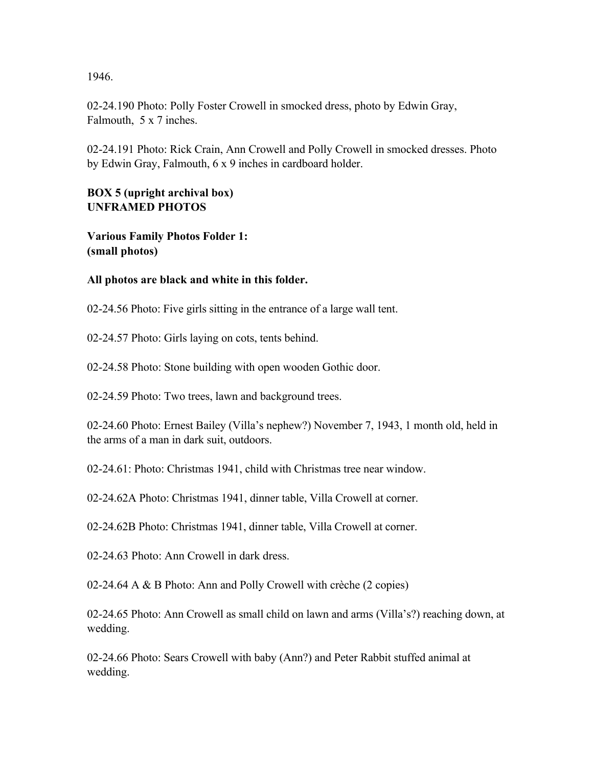1946.

02-24.190 Photo: Polly Foster Crowell in smocked dress, photo by Edwin Gray, Falmouth, 5 x 7 inches.

02-24.191 Photo: Rick Crain, Ann Crowell and Polly Crowell in smocked dresses. Photo by Edwin Gray, Falmouth, 6 x 9 inches in cardboard holder.

**BOX 5 (upright archival box)**
**UNFRAMED PHOTOS**

**Various Family Photos Folder 1:**
**(small photos)**

**All photos are black and white in this folder.**

02-24.56 Photo: Five girls sitting in the entrance of a large wall tent.

02-24.57 Photo: Girls laying on cots, tents behind.

02-24.58 Photo: Stone building with open wooden Gothic door.

02-24.59 Photo: Two trees, lawn and background trees.

02-24.60 Photo: Ernest Bailey (Villa's nephew?) November 7, 1943, 1 month old, held in the arms of a man in dark suit, outdoors.

02-24.61: Photo: Christmas 1941, child with Christmas tree near window.

02-24.62A Photo: Christmas 1941, dinner table, Villa Crowell at corner.

02-24.62B Photo: Christmas 1941, dinner table, Villa Crowell at corner.

02-24.63 Photo: Ann Crowell in dark dress.

02-24.64 A & B Photo: Ann and Polly Crowell with crèche (2 copies)

02-24.65 Photo: Ann Crowell as small child on lawn and arms (Villa's?) reaching down, at wedding.

02-24.66 Photo: Sears Crowell with baby (Ann?) and Peter Rabbit stuffed animal at wedding.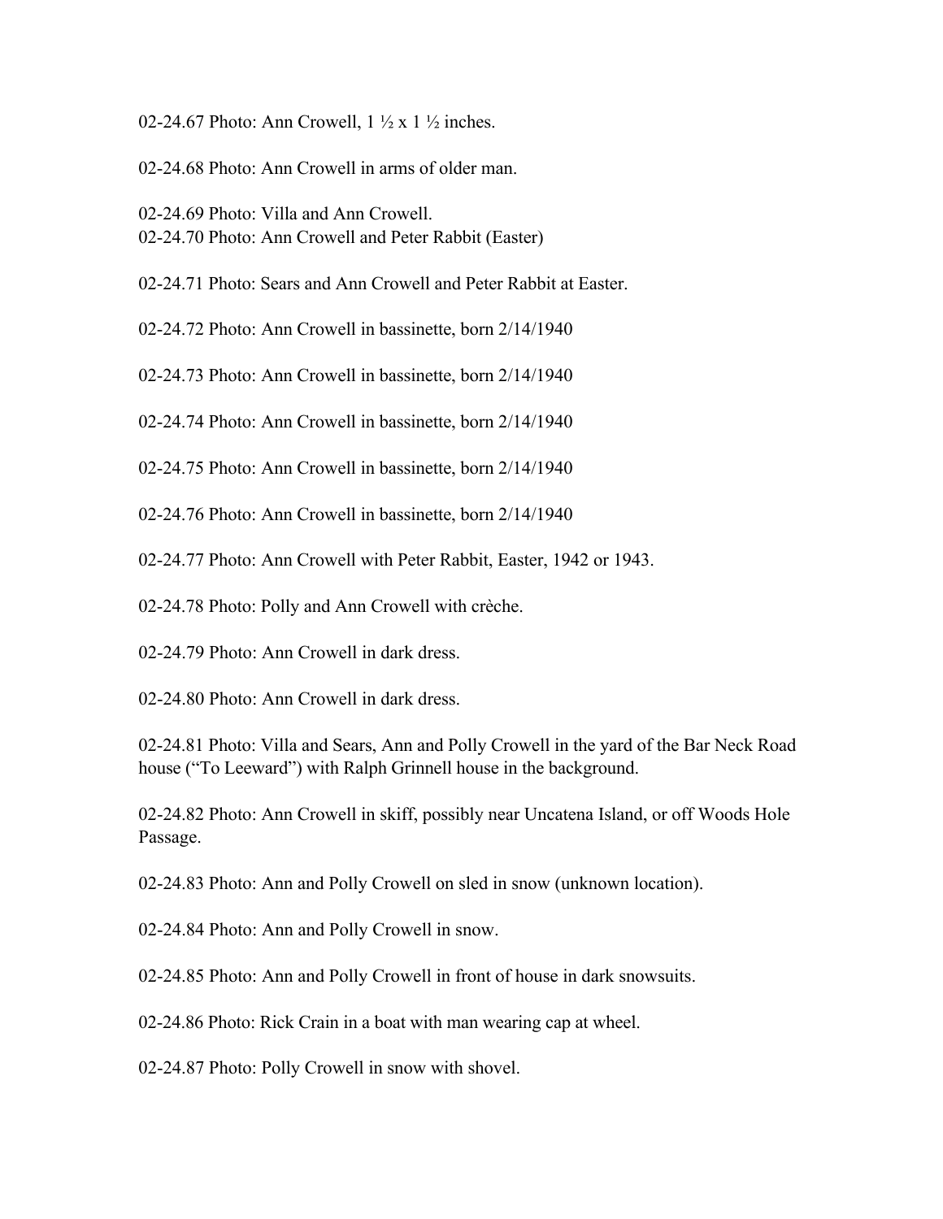02-24.67 Photo: Ann Crowell, 1 ½ x 1 ½ inches.

02-24.68 Photo: Ann Crowell in arms of older man.

02-24.69 Photo: Villa and Ann Crowell.
02-24.70 Photo: Ann Crowell and Peter Rabbit (Easter)

02-24.71 Photo: Sears and Ann Crowell and Peter Rabbit at Easter.

02-24.72 Photo: Ann Crowell in bassinette, born 2/14/1940

02-24.73 Photo: Ann Crowell in bassinette, born 2/14/1940

02-24.74 Photo: Ann Crowell in bassinette, born 2/14/1940

02-24.75 Photo: Ann Crowell in bassinette, born 2/14/1940

02-24.76 Photo: Ann Crowell in bassinette, born 2/14/1940

02-24.77 Photo: Ann Crowell with Peter Rabbit, Easter, 1942 or 1943.

02-24.78 Photo: Polly and Ann Crowell with crèche.

02-24.79 Photo: Ann Crowell in dark dress.

02-24.80 Photo: Ann Crowell in dark dress.

02-24.81 Photo: Villa and Sears, Ann and Polly Crowell in the yard of the Bar Neck Road house ("To Leeward") with Ralph Grinnell house in the background.

02-24.82 Photo: Ann Crowell in skiff, possibly near Uncatena Island, or off Woods Hole Passage.

02-24.83 Photo: Ann and Polly Crowell on sled in snow (unknown location).

02-24.84 Photo: Ann and Polly Crowell in snow.

02-24.85 Photo: Ann and Polly Crowell in front of house in dark snowsuits.

02-24.86 Photo: Rick Crain in a boat with man wearing cap at wheel.

02-24.87 Photo: Polly Crowell in snow with shovel.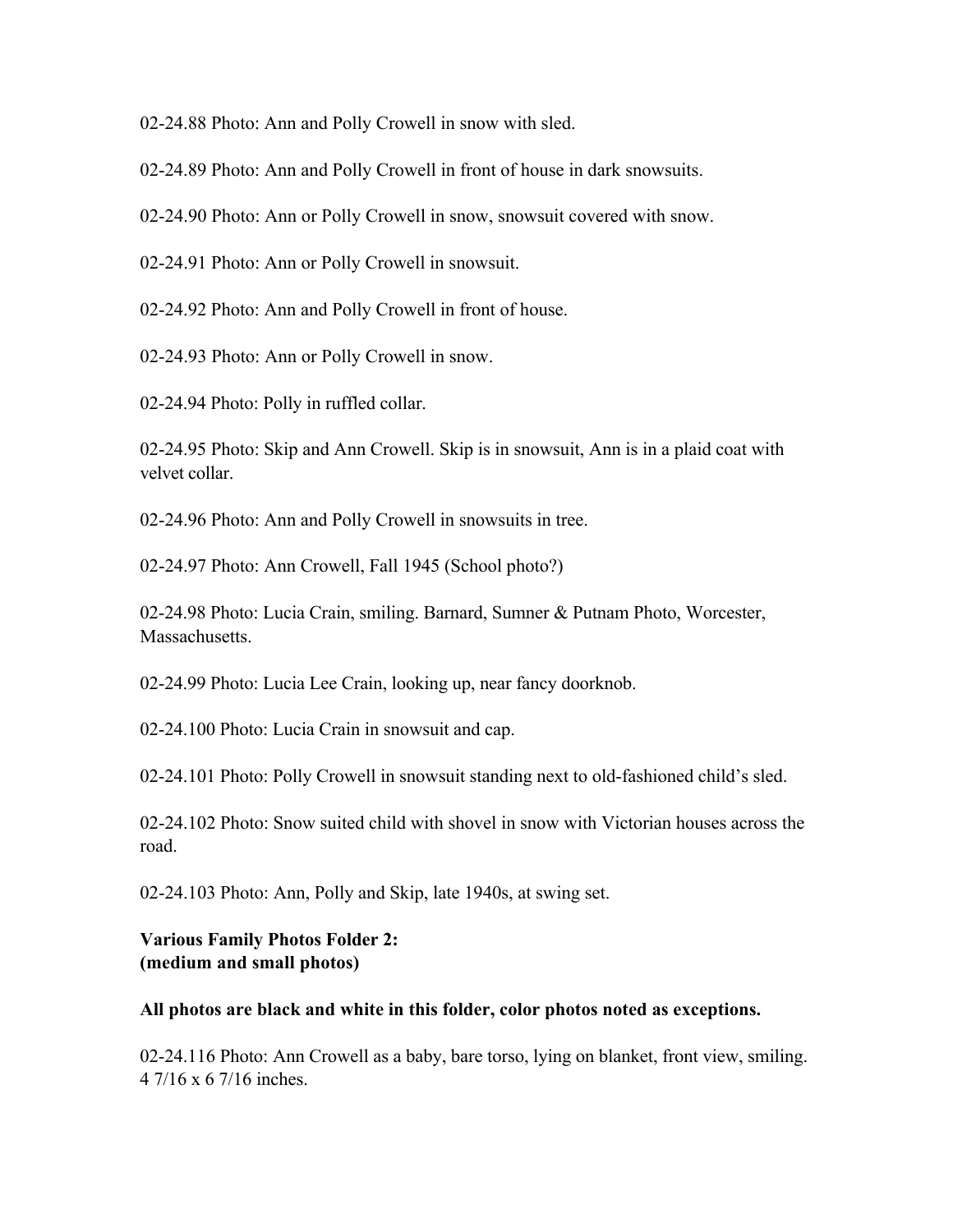02-24.88 Photo: Ann and Polly Crowell in snow with sled.

02-24.89 Photo: Ann and Polly Crowell in front of house in dark snowsuits.

02-24.90 Photo: Ann or Polly Crowell in snow, snowsuit covered with snow.

02-24.91 Photo: Ann or Polly Crowell in snowsuit.

02-24.92 Photo: Ann and Polly Crowell in front of house.

02-24.93 Photo: Ann or Polly Crowell in snow.

02-24.94 Photo: Polly in ruffled collar.

02-24.95 Photo: Skip and Ann Crowell. Skip is in snowsuit, Ann is in a plaid coat with velvet collar.

02-24.96 Photo: Ann and Polly Crowell in snowsuits in tree.

02-24.97 Photo: Ann Crowell, Fall 1945 (School photo?)

02-24.98 Photo: Lucia Crain, smiling. Barnard, Sumner & Putnam Photo, Worcester, Massachusetts.

02-24.99 Photo: Lucia Lee Crain, looking up, near fancy doorknob.

02-24.100 Photo: Lucia Crain in snowsuit and cap.

02-24.101 Photo: Polly Crowell in snowsuit standing next to old-fashioned child's sled.

02-24.102 Photo: Snow suited child with shovel in snow with Victorian houses across the road.

02-24.103 Photo: Ann, Polly and Skip, late 1940s, at swing set.

**Various Family Photos Folder 2:**
**(medium and small photos)**

**All photos are black and white in this folder, color photos noted as exceptions.**

02-24.116 Photo: Ann Crowell as a baby, bare torso, lying on blanket, front view, smiling. 4 7/16 x 6 7/16 inches.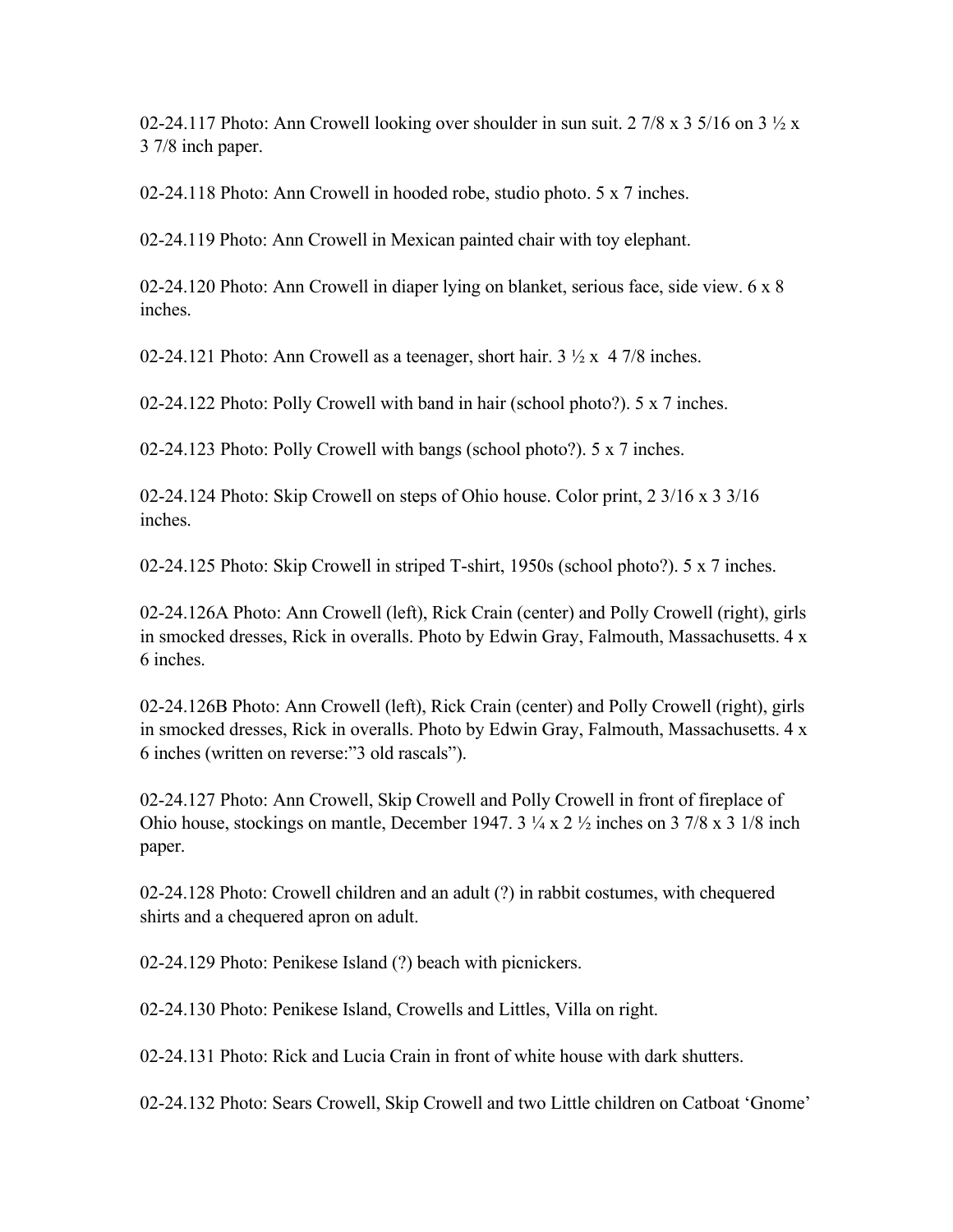02-24.117 Photo: Ann Crowell looking over shoulder in sun suit. 2 7/8 x 3 5/16 on 3 ½ x 3 7/8 inch paper.

02-24.118 Photo: Ann Crowell in hooded robe, studio photo. 5 x 7 inches.

02-24.119 Photo: Ann Crowell in Mexican painted chair with toy elephant.

02-24.120 Photo: Ann Crowell in diaper lying on blanket, serious face, side view. 6 x 8 inches.

02-24.121 Photo: Ann Crowell as a teenager, short hair. 3 ½ x 4 7/8 inches.

02-24.122 Photo: Polly Crowell with band in hair (school photo?). 5 x 7 inches.

02-24.123 Photo: Polly Crowell with bangs (school photo?). 5 x 7 inches.

02-24.124 Photo: Skip Crowell on steps of Ohio house. Color print, 2 3/16 x 3 3/16 inches.

02-24.125 Photo: Skip Crowell in striped T-shirt, 1950s (school photo?). 5 x 7 inches.

02-24.126A Photo: Ann Crowell (left), Rick Crain (center) and Polly Crowell (right), girls in smocked dresses, Rick in overalls. Photo by Edwin Gray, Falmouth, Massachusetts. 4 x 6 inches.

02-24.126B Photo: Ann Crowell (left), Rick Crain (center) and Polly Crowell (right), girls in smocked dresses, Rick in overalls. Photo by Edwin Gray, Falmouth, Massachusetts. 4 x 6 inches (written on reverse:"3 old rascals").

02-24.127 Photo: Ann Crowell, Skip Crowell and Polly Crowell in front of fireplace of Ohio house, stockings on mantle, December 1947. 3 ¼ x 2 ½ inches on 3 7/8 x 3 1/8 inch paper.

02-24.128 Photo: Crowell children and an adult (?) in rabbit costumes, with chequered shirts and a chequered apron on adult.

02-24.129 Photo: Penikese Island (?) beach with picnickers.

02-24.130 Photo: Penikese Island, Crowells and Littles, Villa on right.

02-24.131 Photo: Rick and Lucia Crain in front of white house with dark shutters.

02-24.132 Photo: Sears Crowell, Skip Crowell and two Little children on Catboat 'Gnome'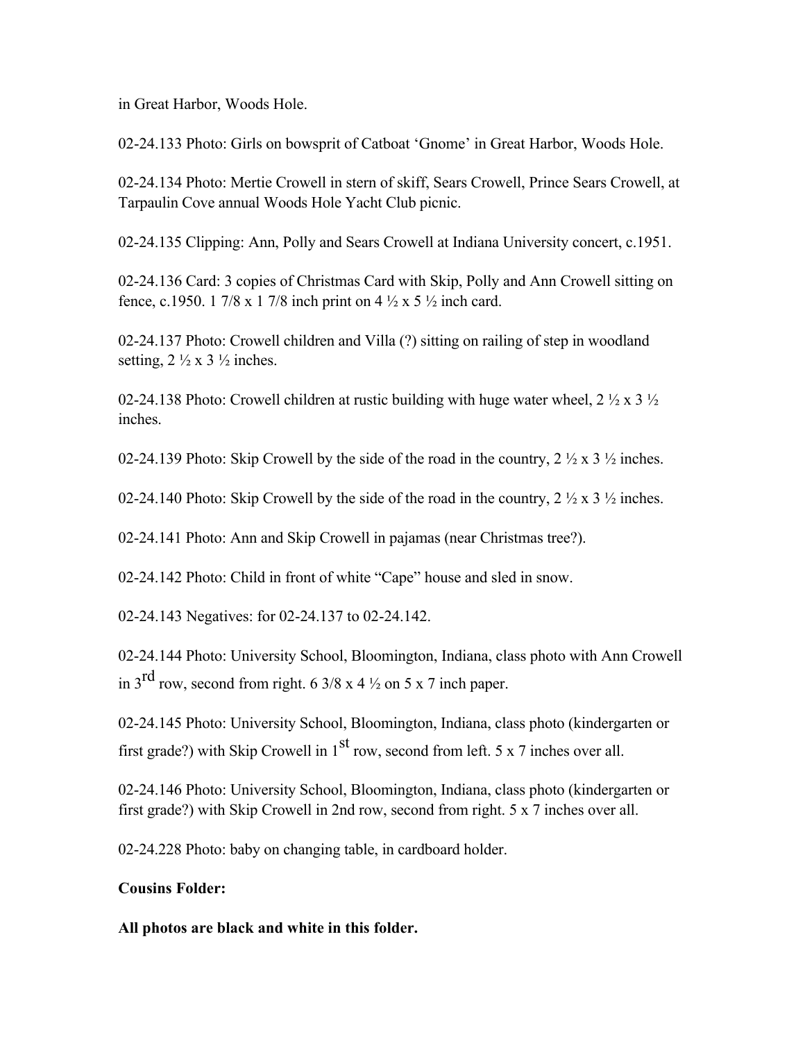in Great Harbor, Woods Hole.

02-24.133 Photo: Girls on bowsprit of Catboat ‘Gnome’ in Great Harbor, Woods Hole.

02-24.134 Photo: Mertie Crowell in stern of skiff, Sears Crowell, Prince Sears Crowell, at Tarpaulin Cove annual Woods Hole Yacht Club picnic.

02-24.135 Clipping: Ann, Polly and Sears Crowell at Indiana University concert, c.1951.

02-24.136 Card: 3 copies of Christmas Card with Skip, Polly and Ann Crowell sitting on fence, c.1950. 1 7/8 x 1 7/8 inch print on 4 ½ x 5 ½ inch card.

02-24.137 Photo: Crowell children and Villa (?) sitting on railing of step in woodland setting, 2 ½ x 3 ½ inches.

02-24.138 Photo: Crowell children at rustic building with huge water wheel, 2 ½ x 3 ½ inches.

02-24.139 Photo: Skip Crowell by the side of the road in the country, 2 ½ x 3 ½ inches.

02-24.140 Photo: Skip Crowell by the side of the road in the country, 2 ½ x 3 ½ inches.

02-24.141 Photo: Ann and Skip Crowell in pajamas (near Christmas tree?).

02-24.142 Photo: Child in front of white “Cape” house and sled in snow.

02-24.143 Negatives: for 02-24.137 to 02-24.142.

02-24.144 Photo: University School, Bloomington, Indiana, class photo with Ann Crowell in 3rd row, second from right. 6 3/8 x 4 ½ on 5 x 7 inch paper.

02-24.145 Photo: University School, Bloomington, Indiana, class photo (kindergarten or first grade?) with Skip Crowell in 1st row, second from left. 5 x 7 inches over all.

02-24.146 Photo: University School, Bloomington, Indiana, class photo (kindergarten or first grade?) with Skip Crowell in 2nd row, second from right. 5 x 7 inches over all.

02-24.228 Photo: baby on changing table, in cardboard holder.

**Cousins Folder:**

**All photos are black and white in this folder.**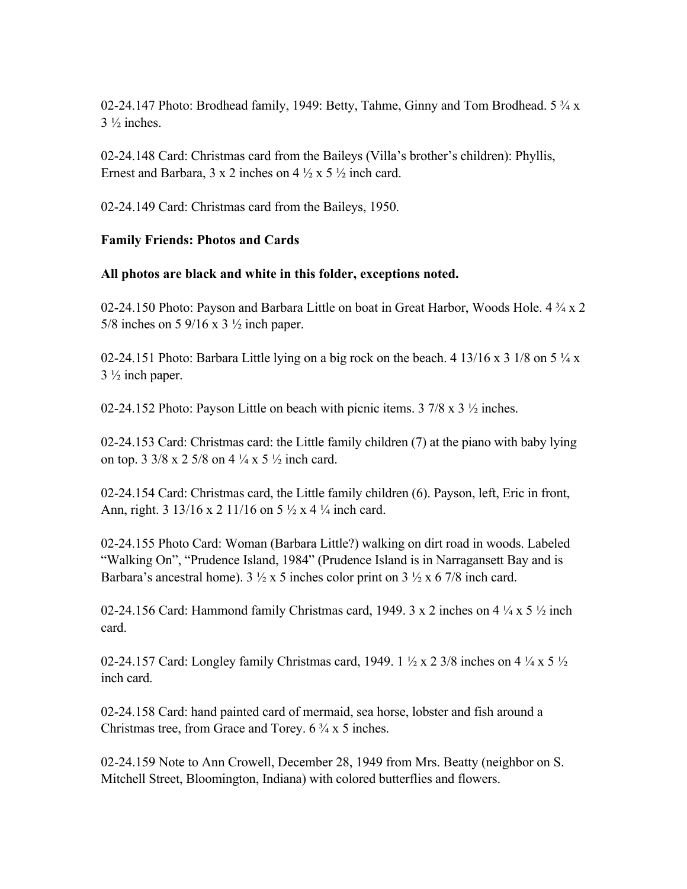02-24.147 Photo: Brodhead family, 1949: Betty, Tahme, Ginny and Tom Brodhead. 5 ¾ x 3 ½ inches.

02-24.148 Card: Christmas card from the Baileys (Villa's brother's children): Phyllis, Ernest and Barbara, 3 x 2 inches on 4 ½ x 5 ½ inch card.

02-24.149 Card: Christmas card from the Baileys, 1950.

**Family Friends: Photos and Cards**

**All photos are black and white in this folder, exceptions noted.**

02-24.150 Photo: Payson and Barbara Little on boat in Great Harbor, Woods Hole. 4 ¾ x 2 5/8 inches on 5 9/16 x 3 ½ inch paper.

02-24.151 Photo: Barbara Little lying on a big rock on the beach. 4 13/16 x 3 1/8 on 5 ¼ x 3 ½ inch paper.

02-24.152 Photo: Payson Little on beach with picnic items. 3 7/8 x 3 ½ inches.

02-24.153 Card: Christmas card: the Little family children (7) at the piano with baby lying on top. 3 3/8 x 2 5/8 on 4 ¼ x 5 ½ inch card.

02-24.154 Card: Christmas card, the Little family children (6). Payson, left, Eric in front, Ann, right. 3 13/16 x 2 11/16 on 5 ½ x 4 ¼ inch card.

02-24.155 Photo Card: Woman (Barbara Little?) walking on dirt road in woods. Labeled "Walking On", "Prudence Island, 1984" (Prudence Island is in Narragansett Bay and is Barbara's ancestral home). 3 ½ x 5 inches color print on 3 ½ x 6 7/8 inch card.

02-24.156 Card: Hammond family Christmas card, 1949. 3 x 2 inches on 4 ¼ x 5 ½ inch card.

02-24.157 Card: Longley family Christmas card, 1949. 1 ½ x 2 3/8 inches on 4 ¼ x 5 ½ inch card.

02-24.158 Card: hand painted card of mermaid, sea horse, lobster and fish around a Christmas tree, from Grace and Torey. 6 ¾ x 5 inches.

02-24.159 Note to Ann Crowell, December 28, 1949 from Mrs. Beatty (neighbor on S. Mitchell Street, Bloomington, Indiana) with colored butterflies and flowers.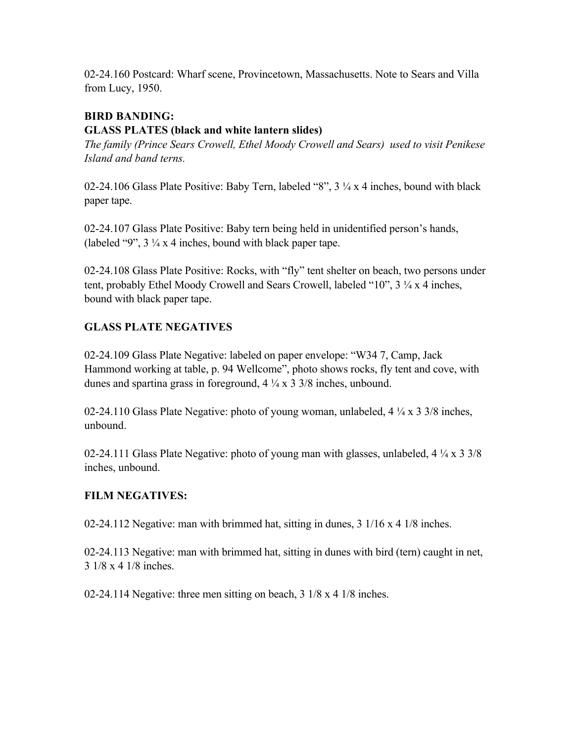02-24.160 Postcard: Wharf scene, Provincetown, Massachusetts. Note to Sears and Villa from Lucy, 1950.

**BIRD BANDING:**
**GLASS PLATES (black and white lantern slides)**

*The family (Prince Sears Crowell, Ethel Moody Crowell and Sears) used to visit Penikese Island and band terns.*

02-24.106 Glass Plate Positive: Baby Tern, labeled "8", 3 ¼ x 4 inches, bound with black paper tape.

02-24.107 Glass Plate Positive: Baby tern being held in unidentified person's hands, (labeled "9", 3 ¼ x 4 inches, bound with black paper tape.

02-24.108 Glass Plate Positive: Rocks, with "fly" tent shelter on beach, two persons under tent, probably Ethel Moody Crowell and Sears Crowell, labeled "10", 3 ¼ x 4 inches, bound with black paper tape.

**GLASS PLATE NEGATIVES**

02-24.109 Glass Plate Negative: labeled on paper envelope: "W34 7, Camp, Jack Hammond working at table, p. 94 Wellcome", photo shows rocks, fly tent and cove, with dunes and spartina grass in foreground, 4 ¼ x 3 3/8 inches, unbound.

02-24.110 Glass Plate Negative: photo of young woman, unlabeled, 4 ¼ x 3 3/8 inches, unbound.

02-24.111 Glass Plate Negative: photo of young man with glasses, unlabeled, 4 ¼ x 3 3/8 inches, unbound.

**FILM NEGATIVES:**

02-24.112 Negative: man with brimmed hat, sitting in dunes, 3 1/16 x 4 1/8 inches.

02-24.113 Negative: man with brimmed hat, sitting in dunes with bird (tern) caught in net, 3 1/8 x 4 1/8 inches.

02-24.114 Negative: three men sitting on beach, 3 1/8 x 4 1/8 inches.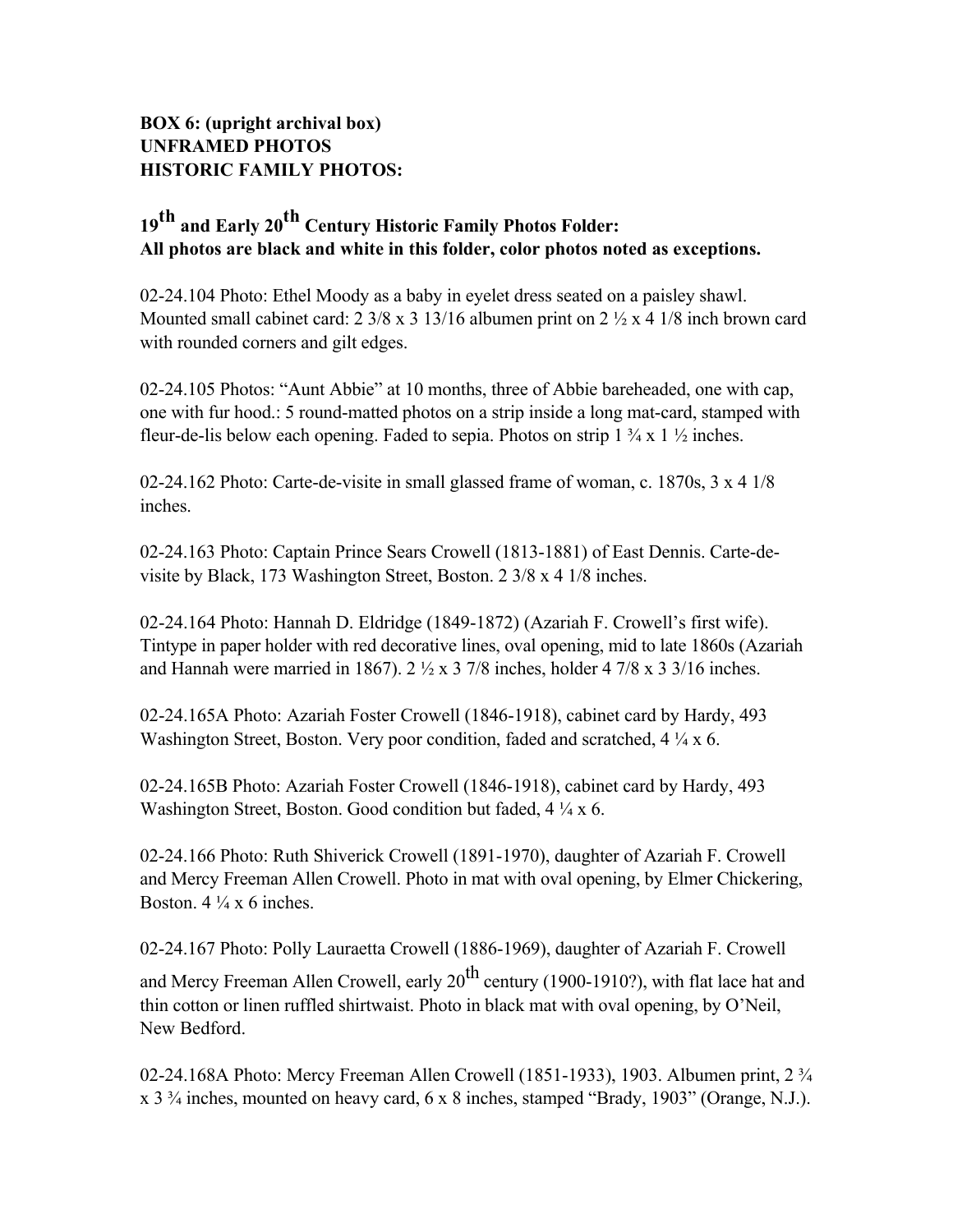**BOX 6: (upright archival box)**
**UNFRAMED PHOTOS**
**HISTORIC FAMILY PHOTOS:**

**19th and Early 20th Century Historic Family Photos Folder:**
**All photos are black and white in this folder, color photos noted as exceptions.**

02-24.104 Photo: Ethel Moody as a baby in eyelet dress seated on a paisley shawl. Mounted small cabinet card: 2 3/8 x 3 13/16 albumen print on 2 ½ x 4 1/8 inch brown card with rounded corners and gilt edges.

02-24.105 Photos: "Aunt Abbie" at 10 months, three of Abbie bareheaded, one with cap, one with fur hood.: 5 round-matted photos on a strip inside a long mat-card, stamped with fleur-de-lis below each opening. Faded to sepia. Photos on strip 1 ¾ x 1 ½ inches.

02-24.162 Photo: Carte-de-visite in small glassed frame of woman, c. 1870s, 3 x 4 1/8 inches.

02-24.163 Photo: Captain Prince Sears Crowell (1813-1881) of East Dennis. Carte-de-visite by Black, 173 Washington Street, Boston. 2 3/8 x 4 1/8 inches.

02-24.164 Photo: Hannah D. Eldridge (1849-1872) (Azariah F. Crowell's first wife). Tintype in paper holder with red decorative lines, oval opening, mid to late 1860s (Azariah and Hannah were married in 1867). 2 ½ x 3 7/8 inches, holder 4 7/8 x 3 3/16 inches.

02-24.165A Photo: Azariah Foster Crowell (1846-1918), cabinet card by Hardy, 493 Washington Street, Boston. Very poor condition, faded and scratched, 4 ¼ x 6.

02-24.165B Photo: Azariah Foster Crowell (1846-1918), cabinet card by Hardy, 493 Washington Street, Boston. Good condition but faded, 4 ¼ x 6.

02-24.166 Photo: Ruth Shiverick Crowell (1891-1970), daughter of Azariah F. Crowell and Mercy Freeman Allen Crowell. Photo in mat with oval opening, by Elmer Chickering, Boston. 4 ¼ x 6 inches.

02-24.167 Photo: Polly Lauraetta Crowell (1886-1969), daughter of Azariah F. Crowell and Mercy Freeman Allen Crowell, early 20th century (1900-1910?), with flat lace hat and thin cotton or linen ruffled shirtwaist. Photo in black mat with oval opening, by O'Neil, New Bedford.

02-24.168A Photo: Mercy Freeman Allen Crowell (1851-1933), 1903. Albumen print, 2 ¾ x 3 ¾ inches, mounted on heavy card, 6 x 8 inches, stamped "Brady, 1903" (Orange, N.J.).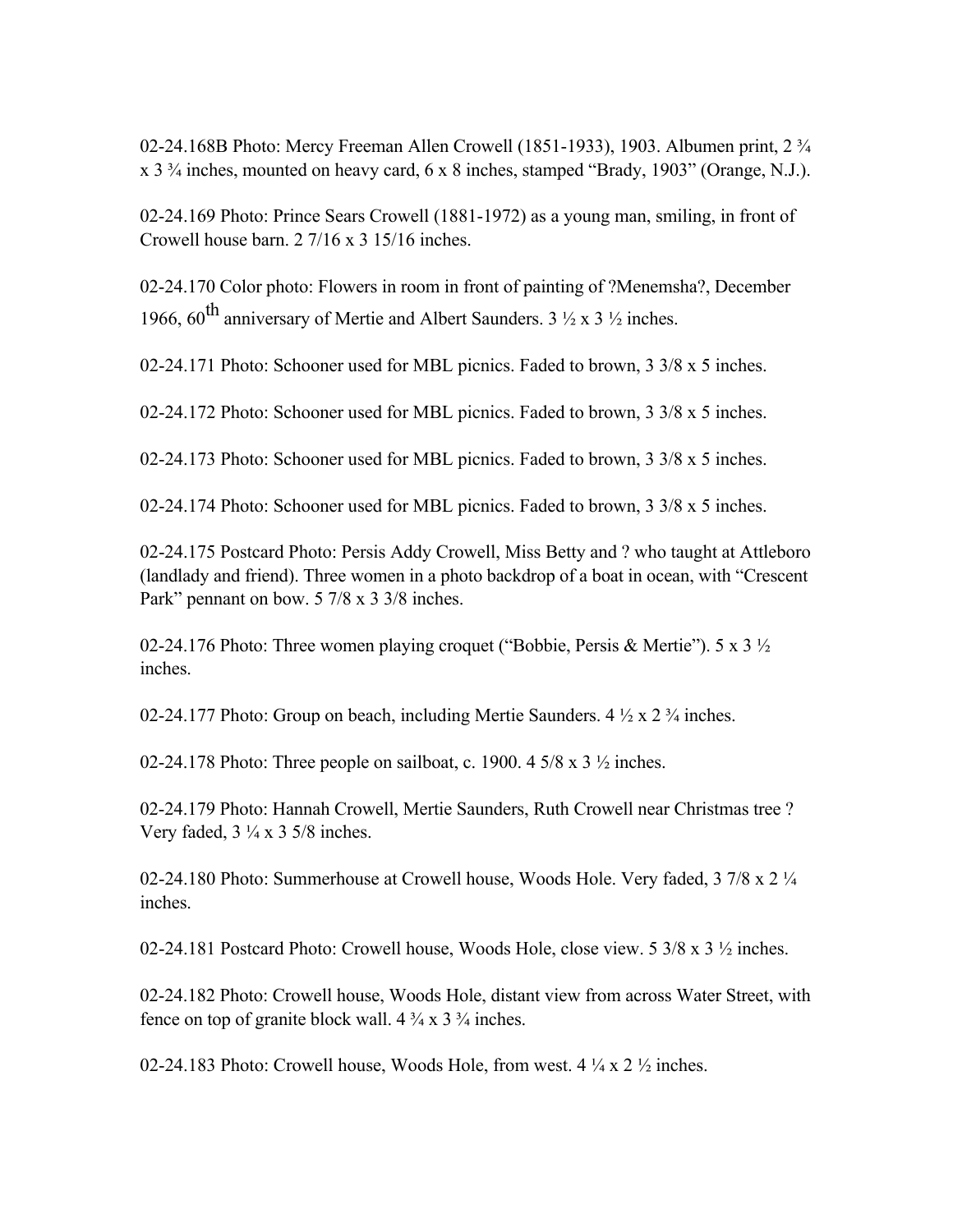02-24.168B Photo: Mercy Freeman Allen Crowell (1851-1933), 1903. Albumen print, 2 ¾ x 3 ¾ inches, mounted on heavy card, 6 x 8 inches, stamped “Brady, 1903” (Orange, N.J.).

02-24.169 Photo: Prince Sears Crowell (1881-1972) as a young man, smiling, in front of Crowell house barn. 2 7/16 x 3 15/16 inches.

02-24.170 Color photo: Flowers in room in front of painting of ?Menemsha?, December 1966, 60th anniversary of Mertie and Albert Saunders. 3 ½ x 3 ½ inches.

02-24.171 Photo: Schooner used for MBL picnics. Faded to brown, 3 3/8 x 5 inches.

02-24.172 Photo: Schooner used for MBL picnics. Faded to brown, 3 3/8 x 5 inches.

02-24.173 Photo: Schooner used for MBL picnics. Faded to brown, 3 3/8 x 5 inches.

02-24.174 Photo: Schooner used for MBL picnics. Faded to brown, 3 3/8 x 5 inches.

02-24.175 Postcard Photo: Persis Addy Crowell, Miss Betty and ? who taught at Attleboro (landlady and friend). Three women in a photo backdrop of a boat in ocean, with “Crescent Park” pennant on bow. 5 7/8 x 3 3/8 inches.

02-24.176 Photo: Three women playing croquet (“Bobbie, Persis & Mertie”). 5 x 3 ½ inches.

02-24.177 Photo: Group on beach, including Mertie Saunders. 4 ½ x 2 ¾ inches.

02-24.178 Photo: Three people on sailboat, c. 1900. 4 5/8 x 3 ½ inches.

02-24.179 Photo: Hannah Crowell, Mertie Saunders, Ruth Crowell near Christmas tree ? Very faded, 3 ¼ x 3 5/8 inches.

02-24.180 Photo: Summerhouse at Crowell house, Woods Hole. Very faded, 3 7/8 x 2 ¼ inches.

02-24.181 Postcard Photo: Crowell house, Woods Hole, close view. 5 3/8 x 3 ½ inches.

02-24.182 Photo: Crowell house, Woods Hole, distant view from across Water Street, with fence on top of granite block wall. 4 ¾ x 3 ¾ inches.

02-24.183 Photo: Crowell house, Woods Hole, from west. 4 ¼ x 2 ½ inches.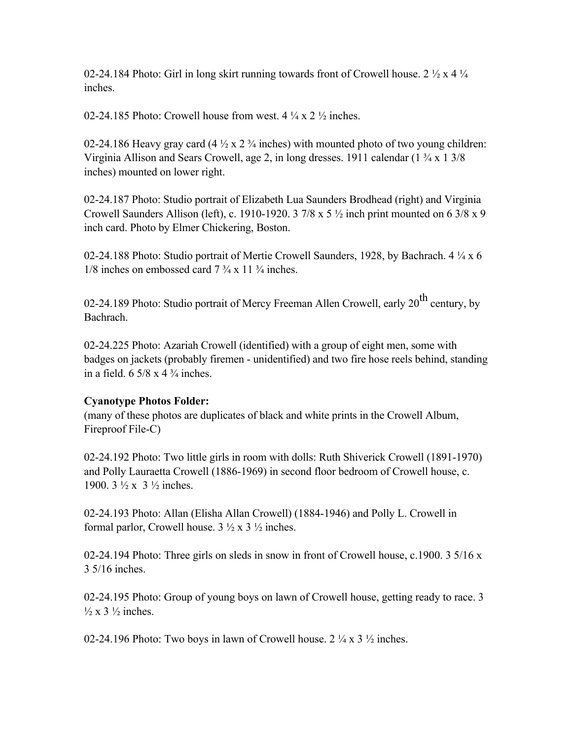02-24.184 Photo: Girl in long skirt running towards front of Crowell house. 2 ½ x 4 ¼ inches.

02-24.185 Photo: Crowell house from west. 4 ¼ x 2 ½ inches.

02-24.186 Heavy gray card (4 ½ x 2 ¾ inches) with mounted photo of two young children: Virginia Allison and Sears Crowell, age 2, in long dresses. 1911 calendar (1 ¾ x 1 3/8 inches) mounted on lower right.

02-24.187 Photo: Studio portrait of Elizabeth Lua Saunders Brodhead (right) and Virginia Crowell Saunders Allison (left), c. 1910-1920. 3 7/8 x 5 ½ inch print mounted on 6 3/8 x 9 inch card. Photo by Elmer Chickering, Boston.

02-24.188 Photo: Studio portrait of Mertie Crowell Saunders, 1928, by Bachrach. 4 ¼ x 6 1/8 inches on embossed card 7 ¾ x 11 ¾ inches.

02-24.189 Photo: Studio portrait of Mercy Freeman Allen Crowell, early 20th century, by Bachrach.

02-24.225 Photo: Azariah Crowell (identified) with a group of eight men, some with badges on jackets (probably firemen - unidentified) and two fire hose reels behind, standing in a field. 6 5/8 x 4 ¾ inches.

**Cyanotype Photos Folder:**
(many of these photos are duplicates of black and white prints in the Crowell Album, Fireproof File-C)

02-24.192 Photo: Two little girls in room with dolls: Ruth Shiverick Crowell (1891-1970) and Polly Lauraetta Crowell (1886-1969) in second floor bedroom of Crowell house, c. 1900. 3 ½ x 3 ½ inches.

02-24.193 Photo: Allan (Elisha Allan Crowell) (1884-1946) and Polly L. Crowell in formal parlor, Crowell house. 3 ½ x 3 ½ inches.

02-24.194 Photo: Three girls on sleds in snow in front of Crowell house, c.1900. 3 5/16 x 3 5/16 inches.

02-24.195 Photo: Group of young boys on lawn of Crowell house, getting ready to race. 3 ½ x 3 ½ inches.

02-24.196 Photo: Two boys in lawn of Crowell house. 2 ¼ x 3 ½ inches.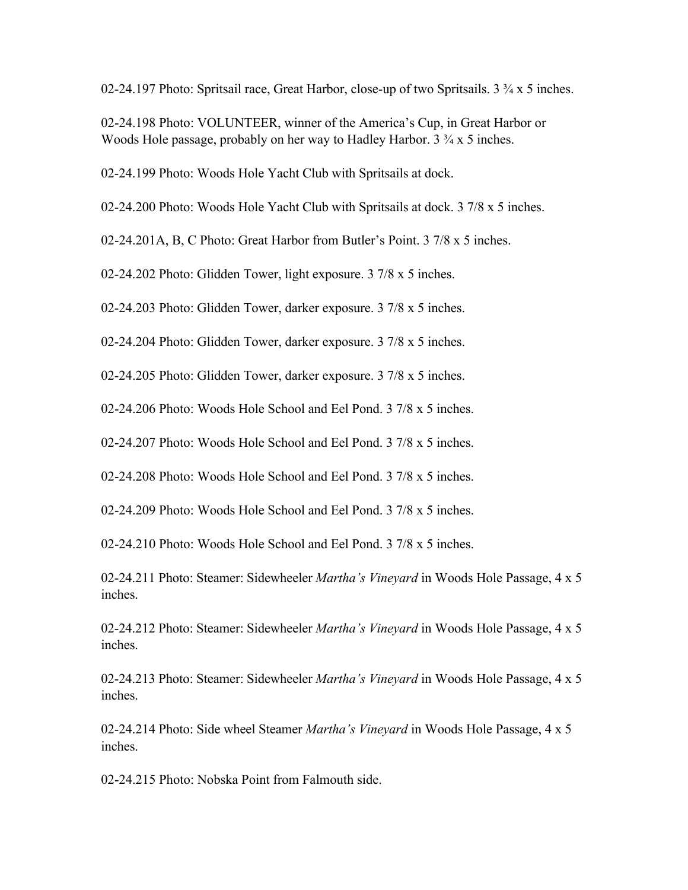02-24.197 Photo: Spritsail race, Great Harbor, close-up of two Spritsails. 3 ¾ x 5 inches.

02-24.198 Photo: VOLUNTEER, winner of the America's Cup, in Great Harbor or Woods Hole passage, probably on her way to Hadley Harbor. 3 ¾ x 5 inches.

02-24.199 Photo: Woods Hole Yacht Club with Spritsails at dock.

02-24.200 Photo: Woods Hole Yacht Club with Spritsails at dock. 3 7/8 x 5 inches.

02-24.201A, B, C Photo: Great Harbor from Butler's Point. 3 7/8 x 5 inches.

02-24.202 Photo: Glidden Tower, light exposure. 3 7/8 x 5 inches.

02-24.203 Photo: Glidden Tower, darker exposure. 3 7/8 x 5 inches.

02-24.204 Photo: Glidden Tower, darker exposure. 3 7/8 x 5 inches.

02-24.205 Photo: Glidden Tower, darker exposure. 3 7/8 x 5 inches.

02-24.206 Photo: Woods Hole School and Eel Pond. 3 7/8 x 5 inches.

02-24.207 Photo: Woods Hole School and Eel Pond. 3 7/8 x 5 inches.

02-24.208 Photo: Woods Hole School and Eel Pond. 3 7/8 x 5 inches.

02-24.209 Photo: Woods Hole School and Eel Pond. 3 7/8 x 5 inches.

02-24.210 Photo: Woods Hole School and Eel Pond. 3 7/8 x 5 inches.

02-24.211 Photo: Steamer: Sidewheeler *Martha's Vineyard* in Woods Hole Passage, 4 x 5 inches.

02-24.212 Photo: Steamer: Sidewheeler *Martha's Vineyard* in Woods Hole Passage, 4 x 5 inches.

02-24.213 Photo: Steamer: Sidewheeler *Martha's Vineyard* in Woods Hole Passage, 4 x 5 inches.

02-24.214 Photo: Side wheel Steamer *Martha's Vineyard* in Woods Hole Passage, 4 x 5 inches.

02-24.215 Photo: Nobska Point from Falmouth side.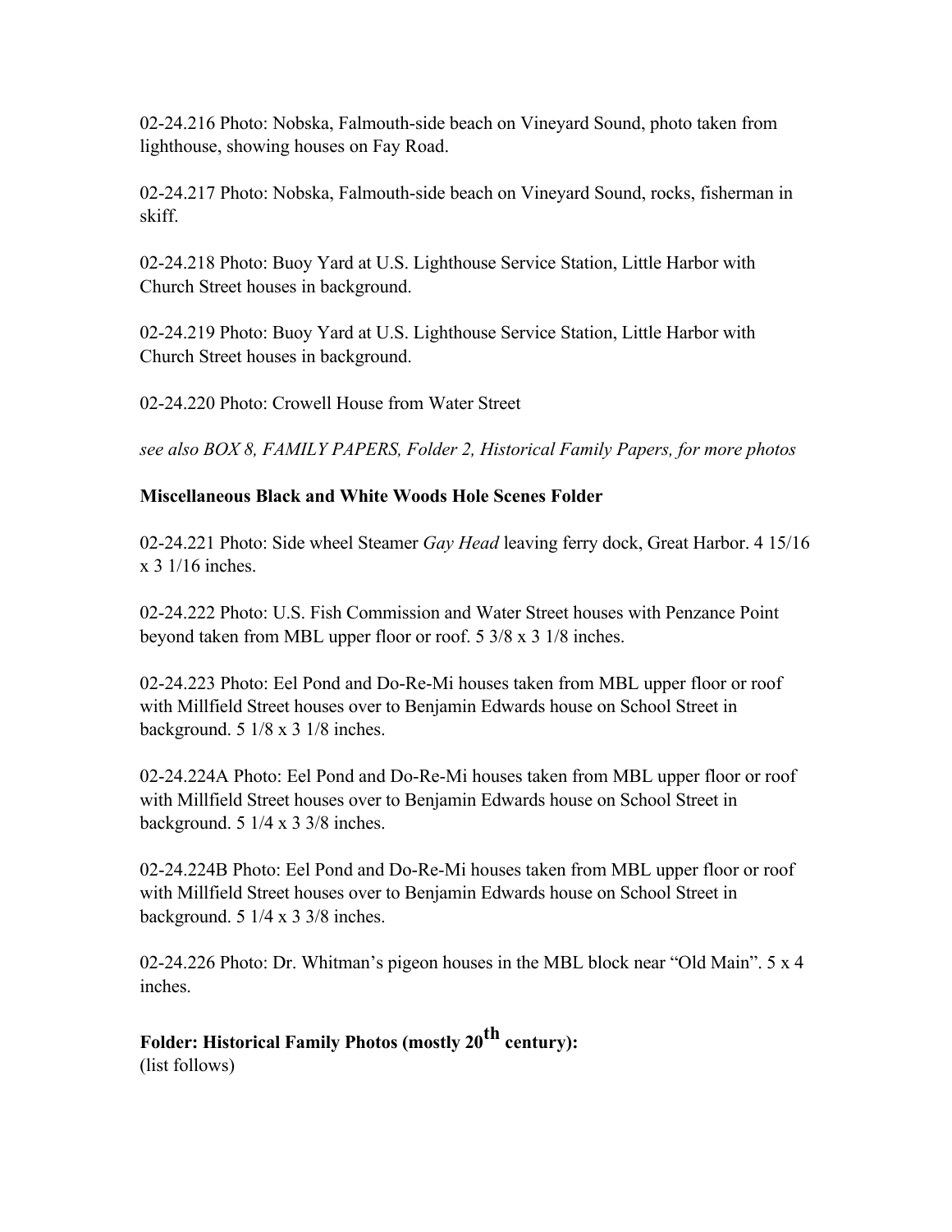02-24.216 Photo: Nobska, Falmouth-side beach on Vineyard Sound, photo taken from lighthouse, showing houses on Fay Road.

02-24.217 Photo: Nobska, Falmouth-side beach on Vineyard Sound, rocks, fisherman in skiff.

02-24.218 Photo: Buoy Yard at U.S. Lighthouse Service Station, Little Harbor with Church Street houses in background.

02-24.219 Photo: Buoy Yard at U.S. Lighthouse Service Station, Little Harbor with Church Street houses in background.

02-24.220 Photo: Crowell House from Water Street

*see also BOX 8, FAMILY PAPERS, Folder 2, Historical Family Papers, for more photos*

**Miscellaneous Black and White Woods Hole Scenes Folder**

02-24.221 Photo: Side wheel Steamer *Gay Head* leaving ferry dock, Great Harbor. 4 15/16 x 3 1/16 inches.

02-24.222 Photo: U.S. Fish Commission and Water Street houses with Penzance Point beyond taken from MBL upper floor or roof. 5 3/8 x 3 1/8 inches.

02-24.223 Photo: Eel Pond and Do-Re-Mi houses taken from MBL upper floor or roof with Millfield Street houses over to Benjamin Edwards house on School Street in background. 5 1/8 x 3 1/8 inches.

02-24.224A Photo: Eel Pond and Do-Re-Mi houses taken from MBL upper floor or roof with Millfield Street houses over to Benjamin Edwards house on School Street in background. 5 1/4 x 3 3/8 inches.

02-24.224B Photo: Eel Pond and Do-Re-Mi houses taken from MBL upper floor or roof with Millfield Street houses over to Benjamin Edwards house on School Street in background. 5 1/4 x 3 3/8 inches.

02-24.226 Photo: Dr. Whitman's pigeon houses in the MBL block near "Old Main". 5 x 4 inches.

**Folder: Historical Family Photos (mostly 20th century):**
(list follows)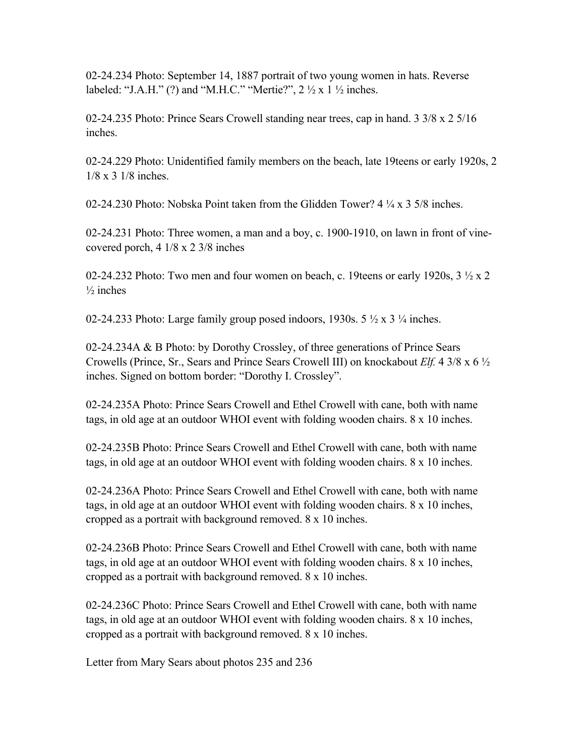02-24.234 Photo: September 14, 1887 portrait of two young women in hats. Reverse labeled: "J.A.H." (?) and "M.H.C." "Mertie?", 2 ½ x 1 ½ inches.

02-24.235 Photo: Prince Sears Crowell standing near trees, cap in hand. 3 3/8 x 2 5/16 inches.

02-24.229 Photo: Unidentified family members on the beach, late 19teens or early 1920s, 2 1/8 x 3 1/8 inches.

02-24.230 Photo: Nobska Point taken from the Glidden Tower? 4 ¼ x 3 5/8 inches.

02-24.231 Photo: Three women, a man and a boy, c. 1900-1910, on lawn in front of vine-covered porch, 4 1/8 x 2 3/8 inches

02-24.232 Photo: Two men and four women on beach, c. 19teens or early 1920s, 3 ½ x 2 ½ inches

02-24.233 Photo: Large family group posed indoors, 1930s. 5 ½ x 3 ¼ inches.

02-24.234A & B Photo: by Dorothy Crossley, of three generations of Prince Sears Crowells (Prince, Sr., Sears and Prince Sears Crowell III) on knockabout *Elf.* 4 3/8 x 6 ½ inches. Signed on bottom border: "Dorothy I. Crossley".

02-24.235A Photo: Prince Sears Crowell and Ethel Crowell with cane, both with name tags, in old age at an outdoor WHOI event with folding wooden chairs. 8 x 10 inches.

02-24.235B Photo: Prince Sears Crowell and Ethel Crowell with cane, both with name tags, in old age at an outdoor WHOI event with folding wooden chairs. 8 x 10 inches.

02-24.236A Photo: Prince Sears Crowell and Ethel Crowell with cane, both with name tags, in old age at an outdoor WHOI event with folding wooden chairs. 8 x 10 inches, cropped as a portrait with background removed. 8 x 10 inches.

02-24.236B Photo: Prince Sears Crowell and Ethel Crowell with cane, both with name tags, in old age at an outdoor WHOI event with folding wooden chairs. 8 x 10 inches, cropped as a portrait with background removed. 8 x 10 inches.

02-24.236C Photo: Prince Sears Crowell and Ethel Crowell with cane, both with name tags, in old age at an outdoor WHOI event with folding wooden chairs. 8 x 10 inches, cropped as a portrait with background removed. 8 x 10 inches.

Letter from Mary Sears about photos 235 and 236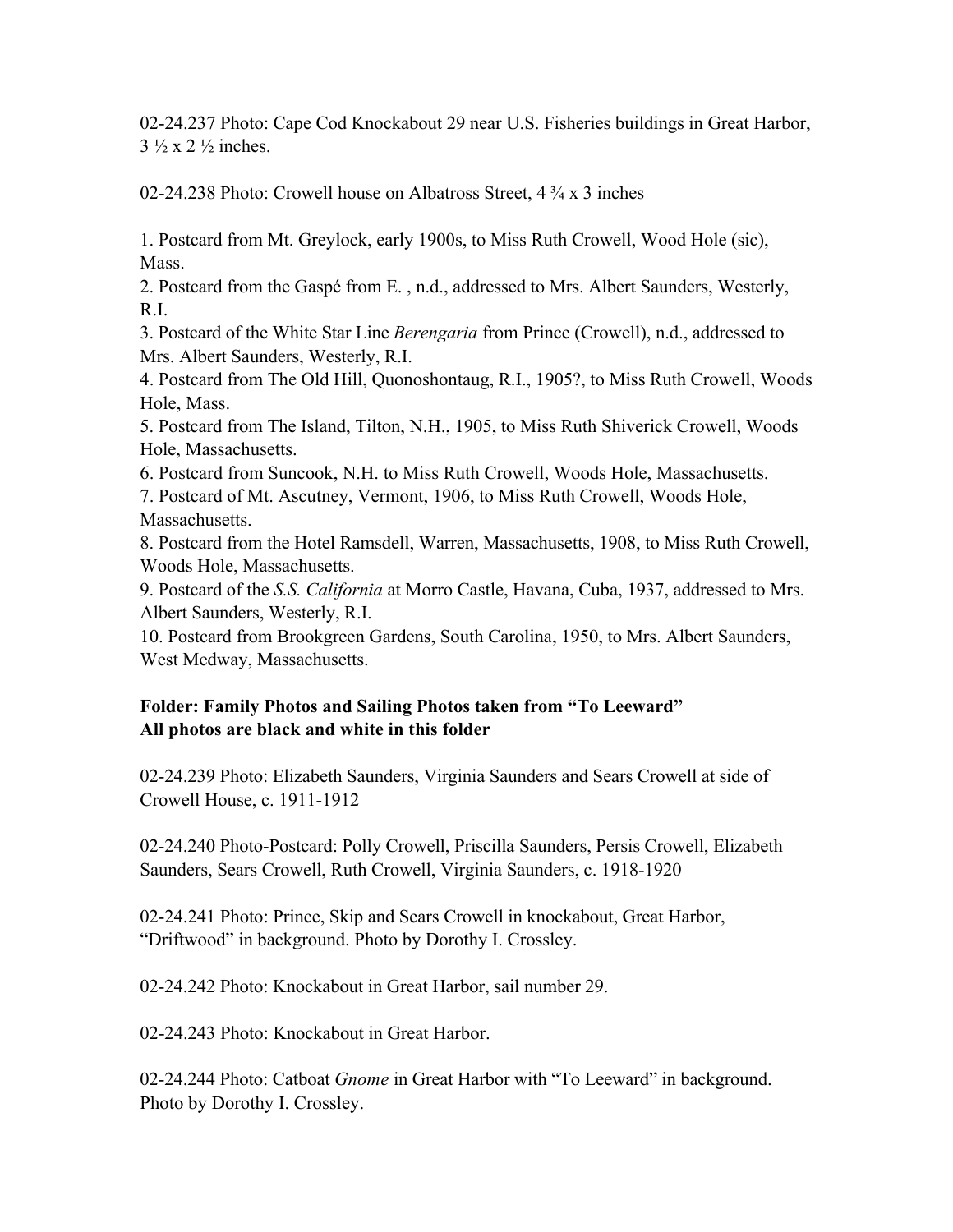02-24.237 Photo: Cape Cod Knockabout 29 near U.S. Fisheries buildings in Great Harbor, 3 ½ x 2 ½ inches.

02-24.238 Photo: Crowell house on Albatross Street, 4 ¾ x 3 inches

1. Postcard from Mt. Greylock, early 1900s, to Miss Ruth Crowell, Wood Hole (sic), Mass.
2. Postcard from the Gaspé from E. , n.d., addressed to Mrs. Albert Saunders, Westerly, R.I.
3. Postcard of the White Star Line *Berengaria* from Prince (Crowell), n.d., addressed to Mrs. Albert Saunders, Westerly, R.I.
4. Postcard from The Old Hill, Quonoshontaug, R.I., 1905?, to Miss Ruth Crowell, Woods Hole, Mass.
5. Postcard from The Island, Tilton, N.H., 1905, to Miss Ruth Shiverick Crowell, Woods Hole, Massachusetts.
6. Postcard from Suncook, N.H. to Miss Ruth Crowell, Woods Hole, Massachusetts.
7. Postcard of Mt. Ascutney, Vermont, 1906, to Miss Ruth Crowell, Woods Hole, Massachusetts.
8. Postcard from the Hotel Ramsdell, Warren, Massachusetts, 1908, to Miss Ruth Crowell, Woods Hole, Massachusetts.
9. Postcard of the *S.S. California* at Morro Castle, Havana, Cuba, 1937, addressed to Mrs. Albert Saunders, Westerly, R.I.
10. Postcard from Brookgreen Gardens, South Carolina, 1950, to Mrs. Albert Saunders, West Medway, Massachusetts.

**Folder: Family Photos and Sailing Photos taken from "To Leeward"**
**All photos are black and white in this folder**

02-24.239 Photo: Elizabeth Saunders, Virginia Saunders and Sears Crowell at side of Crowell House, c. 1911-1912

02-24.240 Photo-Postcard: Polly Crowell, Priscilla Saunders, Persis Crowell, Elizabeth Saunders, Sears Crowell, Ruth Crowell, Virginia Saunders, c. 1918-1920

02-24.241 Photo: Prince, Skip and Sears Crowell in knockabout, Great Harbor, "Driftwood" in background. Photo by Dorothy I. Crossley.

02-24.242 Photo: Knockabout in Great Harbor, sail number 29.

02-24.243 Photo: Knockabout in Great Harbor.

02-24.244 Photo: Catboat *Gnome* in Great Harbor with "To Leeward" in background. Photo by Dorothy I. Crossley.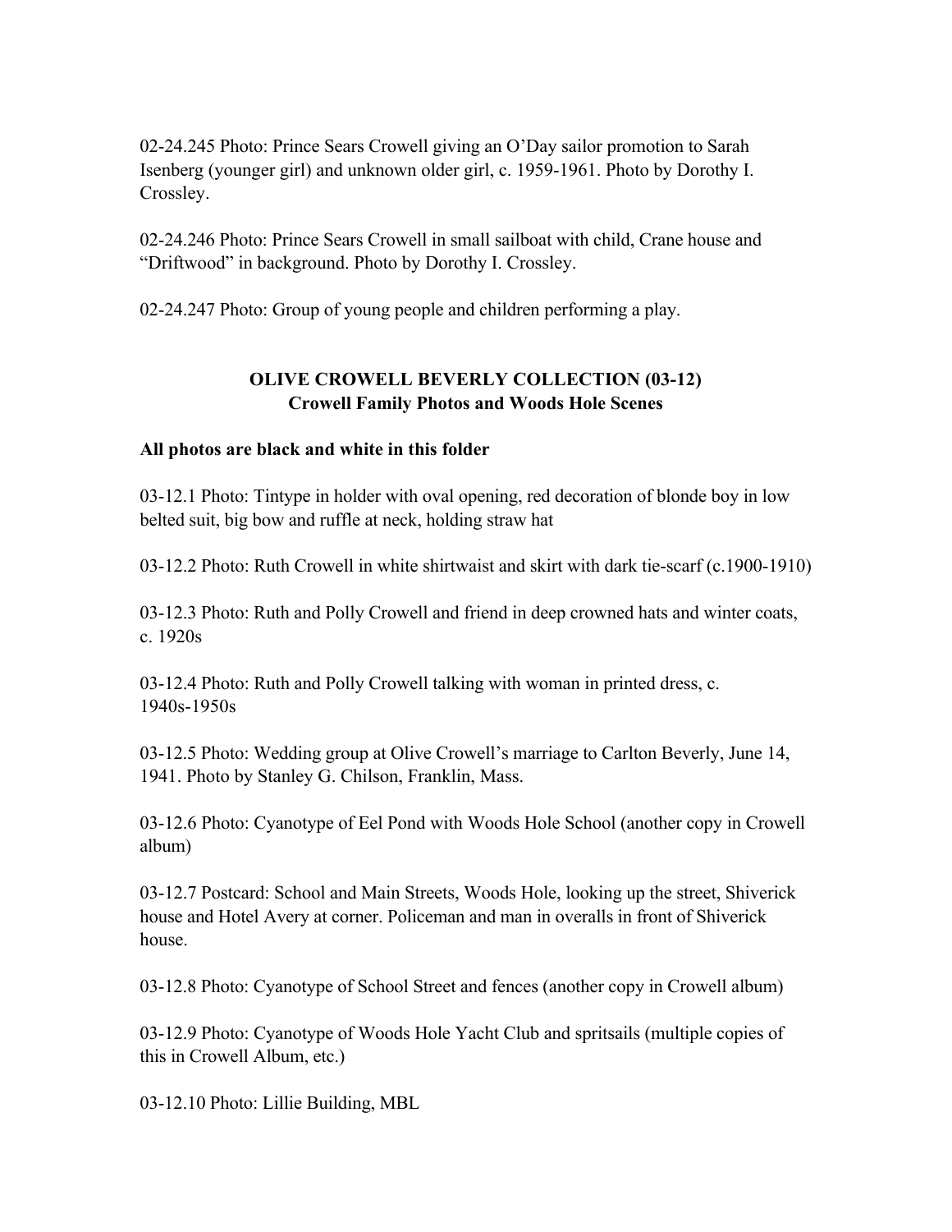02-24.245 Photo: Prince Sears Crowell giving an O'Day sailor promotion to Sarah Isenberg (younger girl) and unknown older girl, c. 1959-1961. Photo by Dorothy I. Crossley.

02-24.246 Photo: Prince Sears Crowell in small sailboat with child, Crane house and "Driftwood" in background. Photo by Dorothy I. Crossley.

02-24.247 Photo: Group of young people and children performing a play.

## OLIVE CROWELL BEVERLY COLLECTION (03-12)
### Crowell Family Photos and Woods Hole Scenes

**All photos are black and white in this folder**

03-12.1 Photo: Tintype in holder with oval opening, red decoration of blonde boy in low belted suit, big bow and ruffle at neck, holding straw hat

03-12.2 Photo: Ruth Crowell in white shirtwaist and skirt with dark tie-scarf (c.1900-1910)

03-12.3 Photo: Ruth and Polly Crowell and friend in deep crowned hats and winter coats, c. 1920s

03-12.4 Photo: Ruth and Polly Crowell talking with woman in printed dress, c. 1940s-1950s

03-12.5 Photo: Wedding group at Olive Crowell's marriage to Carlton Beverly, June 14, 1941. Photo by Stanley G. Chilson, Franklin, Mass.

03-12.6 Photo: Cyanotype of Eel Pond with Woods Hole School (another copy in Crowell album)

03-12.7 Postcard: School and Main Streets, Woods Hole, looking up the street, Shiverick house and Hotel Avery at corner. Policeman and man in overalls in front of Shiverick house.

03-12.8 Photo: Cyanotype of School Street and fences (another copy in Crowell album)

03-12.9 Photo: Cyanotype of Woods Hole Yacht Club and spritsails (multiple copies of this in Crowell Album, etc.)

03-12.10 Photo: Lillie Building, MBL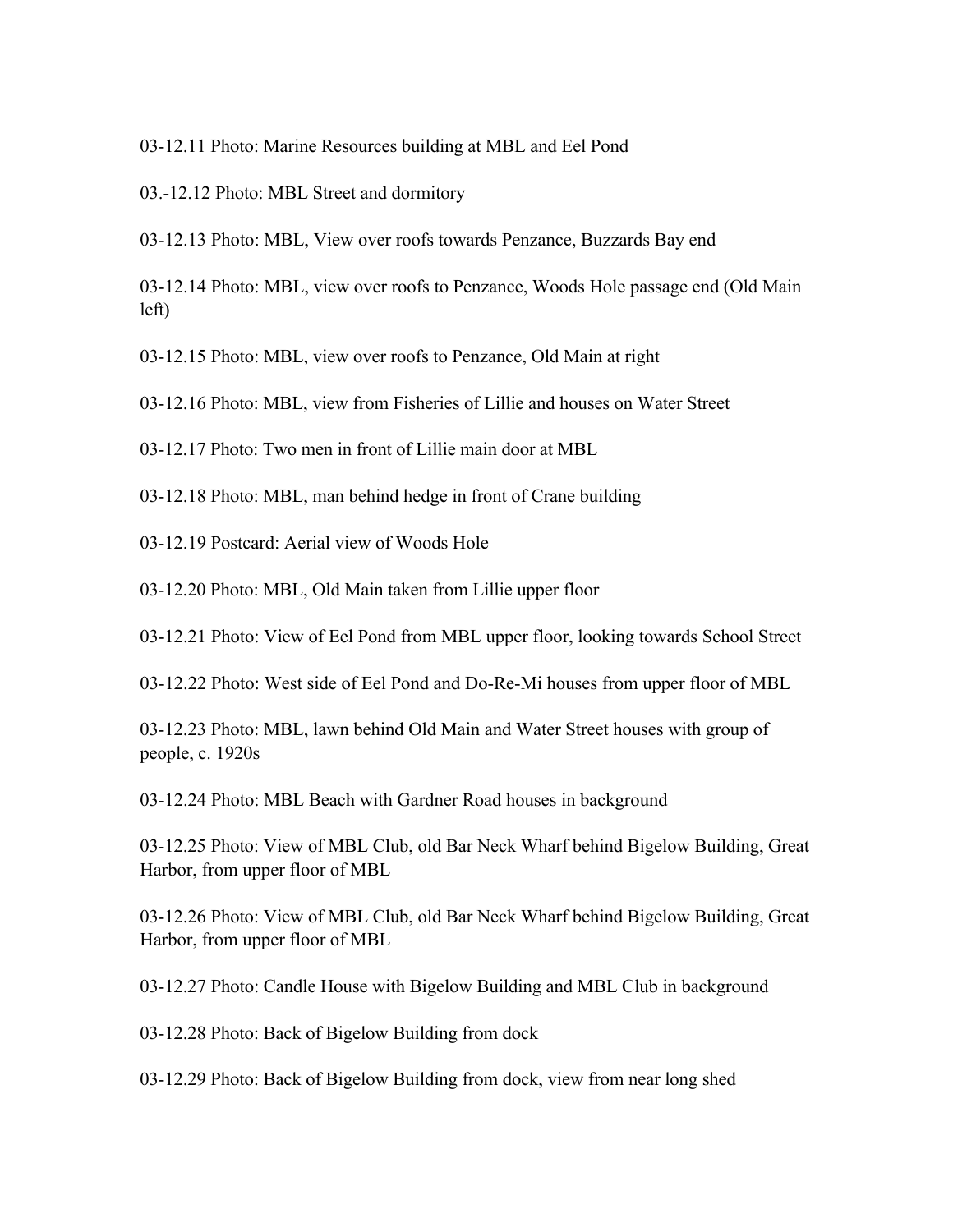03-12.11 Photo: Marine Resources building at MBL and Eel Pond

03.-12.12 Photo: MBL Street and dormitory

03-12.13 Photo: MBL, View over roofs towards Penzance, Buzzards Bay end

03-12.14 Photo: MBL, view over roofs to Penzance, Woods Hole passage end (Old Main left)

03-12.15 Photo: MBL, view over roofs to Penzance, Old Main at right

03-12.16 Photo: MBL, view from Fisheries of Lillie and houses on Water Street

03-12.17 Photo: Two men in front of Lillie main door at MBL

03-12.18 Photo: MBL, man behind hedge in front of Crane building

03-12.19 Postcard: Aerial view of Woods Hole

03-12.20 Photo: MBL, Old Main taken from Lillie upper floor

03-12.21 Photo: View of Eel Pond from MBL upper floor, looking towards School Street

03-12.22 Photo: West side of Eel Pond and Do-Re-Mi houses from upper floor of MBL

03-12.23 Photo: MBL, lawn behind Old Main and Water Street houses with group of people, c. 1920s

03-12.24 Photo: MBL Beach with Gardner Road houses in background

03-12.25 Photo: View of MBL Club, old Bar Neck Wharf behind Bigelow Building, Great Harbor, from upper floor of MBL

03-12.26 Photo: View of MBL Club, old Bar Neck Wharf behind Bigelow Building, Great Harbor, from upper floor of MBL

03-12.27 Photo: Candle House with Bigelow Building and MBL Club in background

03-12.28 Photo: Back of Bigelow Building from dock

03-12.29 Photo: Back of Bigelow Building from dock, view from near long shed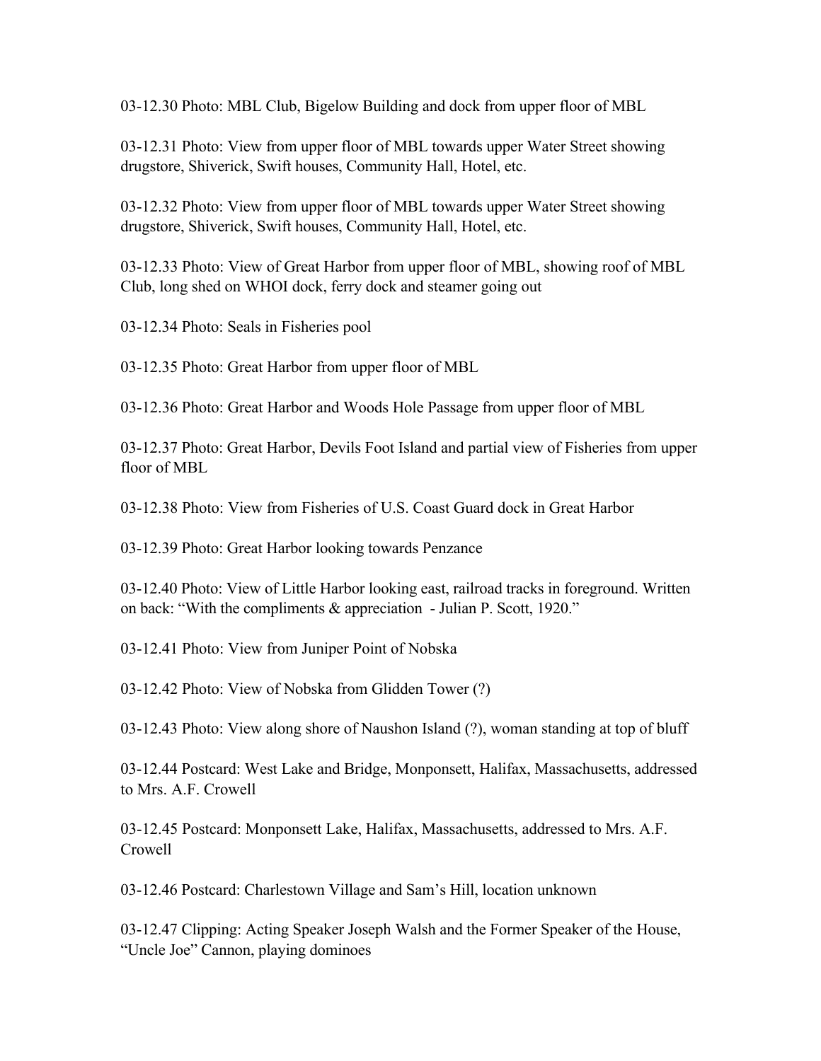03-12.30 Photo: MBL Club, Bigelow Building and dock from upper floor of MBL

03-12.31 Photo: View from upper floor of MBL towards upper Water Street showing drugstore, Shiverick, Swift houses, Community Hall, Hotel, etc.

03-12.32 Photo: View from upper floor of MBL towards upper Water Street showing drugstore, Shiverick, Swift houses, Community Hall, Hotel, etc.

03-12.33 Photo: View of Great Harbor from upper floor of MBL, showing roof of MBL Club, long shed on WHOI dock, ferry dock and steamer going out

03-12.34 Photo: Seals in Fisheries pool

03-12.35 Photo: Great Harbor from upper floor of MBL

03-12.36 Photo: Great Harbor and Woods Hole Passage from upper floor of MBL

03-12.37 Photo: Great Harbor, Devils Foot Island and partial view of Fisheries from upper floor of MBL

03-12.38 Photo: View from Fisheries of U.S. Coast Guard dock in Great Harbor

03-12.39 Photo: Great Harbor looking towards Penzance

03-12.40 Photo: View of Little Harbor looking east, railroad tracks in foreground. Written on back: "With the compliments & appreciation - Julian P. Scott, 1920."

03-12.41 Photo: View from Juniper Point of Nobska

03-12.42 Photo: View of Nobska from Glidden Tower (?)

03-12.43 Photo: View along shore of Naushon Island (?), woman standing at top of bluff

03-12.44 Postcard: West Lake and Bridge, Monponsett, Halifax, Massachusetts, addressed to Mrs. A.F. Crowell

03-12.45 Postcard: Monponsett Lake, Halifax, Massachusetts, addressed to Mrs. A.F. Crowell

03-12.46 Postcard: Charlestown Village and Sam's Hill, location unknown

03-12.47 Clipping: Acting Speaker Joseph Walsh and the Former Speaker of the House, "Uncle Joe" Cannon, playing dominoes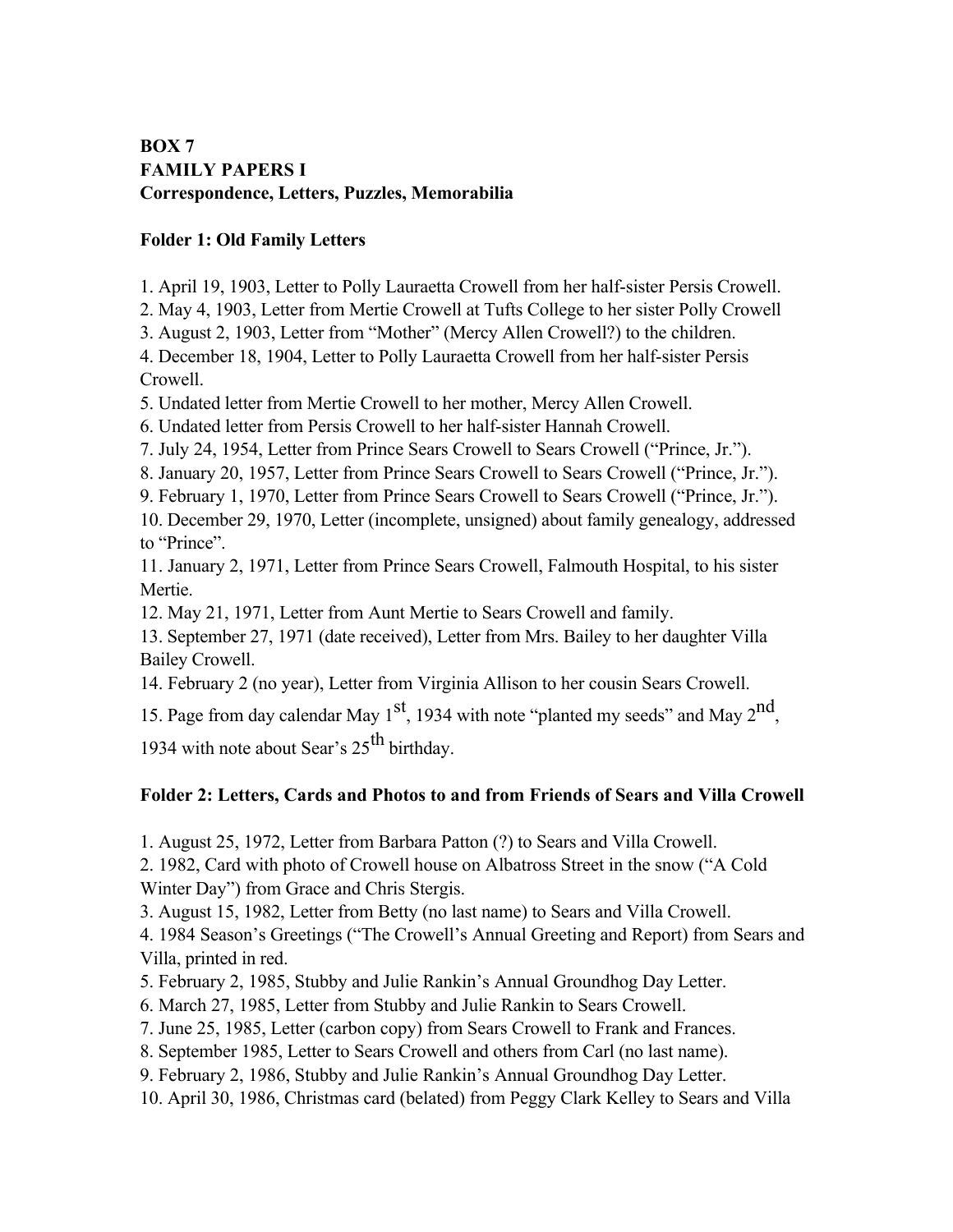**BOX 7**
**FAMILY PAPERS I**
**Correspondence, Letters, Puzzles, Memorabilia**

**Folder 1: Old Family Letters**

1. April 19, 1903, Letter to Polly Lauraetta Crowell from her half-sister Persis Crowell.
2. May 4, 1903, Letter from Mertie Crowell at Tufts College to her sister Polly Crowell
3. August 2, 1903, Letter from "Mother" (Mercy Allen Crowell?) to the children.
4. December 18, 1904, Letter to Polly Lauraetta Crowell from her half-sister Persis Crowell.
5. Undated letter from Mertie Crowell to her mother, Mercy Allen Crowell.
6. Undated letter from Persis Crowell to her half-sister Hannah Crowell.
7. July 24, 1954, Letter from Prince Sears Crowell to Sears Crowell ("Prince, Jr.").
8. January 20, 1957, Letter from Prince Sears Crowell to Sears Crowell ("Prince, Jr.").
9. February 1, 1970, Letter from Prince Sears Crowell to Sears Crowell ("Prince, Jr.").
10. December 29, 1970, Letter (incomplete, unsigned) about family genealogy, addressed to "Prince".
11. January 2, 1971, Letter from Prince Sears Crowell, Falmouth Hospital, to his sister Mertie.
12. May 21, 1971, Letter from Aunt Mertie to Sears Crowell and family.
13. September 27, 1971 (date received), Letter from Mrs. Bailey to her daughter Villa Bailey Crowell.
14. February 2 (no year), Letter from Virginia Allison to her cousin Sears Crowell.
15. Page from day calendar May 1st, 1934 with note "planted my seeds" and May 2nd, 1934 with note about Sear's 25th birthday.

**Folder 2: Letters, Cards and Photos to and from Friends of Sears and Villa Crowell**

1. August 25, 1972, Letter from Barbara Patton (?) to Sears and Villa Crowell.
2. 1982, Card with photo of Crowell house on Albatross Street in the snow ("A Cold Winter Day") from Grace and Chris Stergis.
3. August 15, 1982, Letter from Betty (no last name) to Sears and Villa Crowell.
4. 1984 Season's Greetings ("The Crowell's Annual Greeting and Report) from Sears and Villa, printed in red.
5. February 2, 1985, Stubby and Julie Rankin's Annual Groundhog Day Letter.
6. March 27, 1985, Letter from Stubby and Julie Rankin to Sears Crowell.
7. June 25, 1985, Letter (carbon copy) from Sears Crowell to Frank and Frances.
8. September 1985, Letter to Sears Crowell and others from Carl (no last name).
9. February 2, 1986, Stubby and Julie Rankin's Annual Groundhog Day Letter.
10. April 30, 1986, Christmas card (belated) from Peggy Clark Kelley to Sears and Villa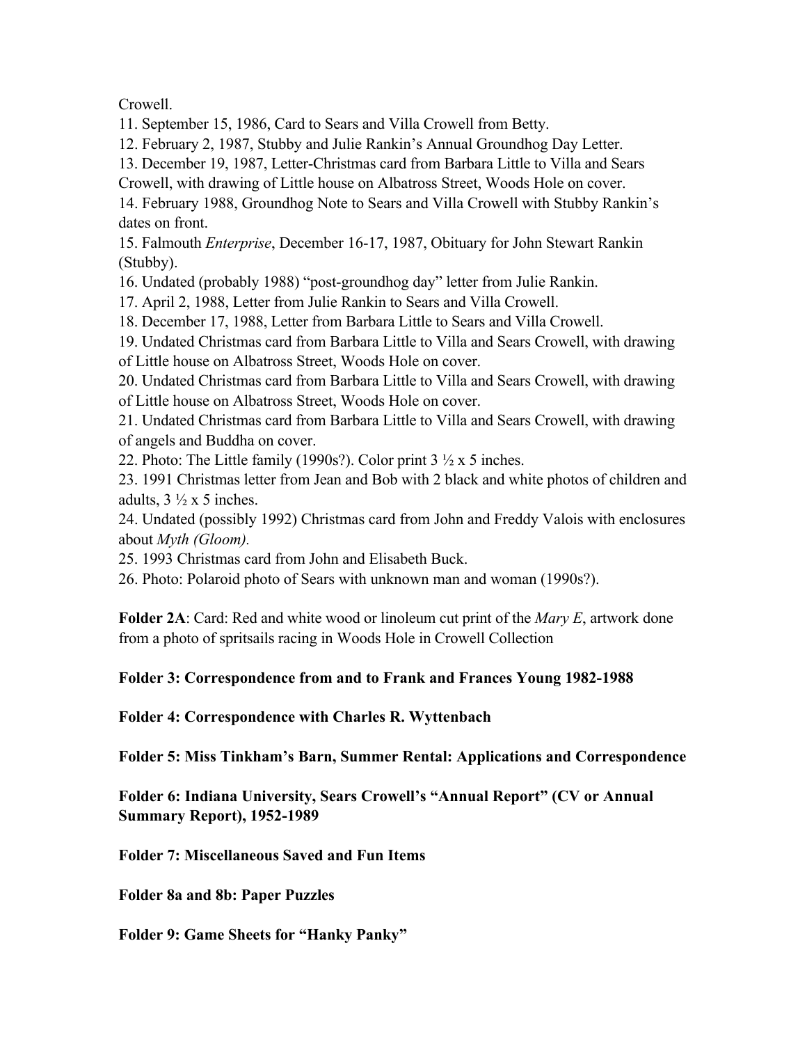Crowell.

11. September 15, 1986, Card to Sears and Villa Crowell from Betty.
12. February 2, 1987, Stubby and Julie Rankin's Annual Groundhog Day Letter.
13. December 19, 1987, Letter-Christmas card from Barbara Little to Villa and Sears Crowell, with drawing of Little house on Albatross Street, Woods Hole on cover.
14. February 1988, Groundhog Note to Sears and Villa Crowell with Stubby Rankin's dates on front.
15. Falmouth *Enterprise*, December 16-17, 1987, Obituary for John Stewart Rankin (Stubby).
16. Undated (probably 1988) "post-groundhog day" letter from Julie Rankin.
17. April 2, 1988, Letter from Julie Rankin to Sears and Villa Crowell.
18. December 17, 1988, Letter from Barbara Little to Sears and Villa Crowell.
19. Undated Christmas card from Barbara Little to Villa and Sears Crowell, with drawing of Little house on Albatross Street, Woods Hole on cover.
20. Undated Christmas card from Barbara Little to Villa and Sears Crowell, with drawing of Little house on Albatross Street, Woods Hole on cover.
21. Undated Christmas card from Barbara Little to Villa and Sears Crowell, with drawing of angels and Buddha on cover.
22. Photo: The Little family (1990s?). Color print 3 ½ x 5 inches.
23. 1991 Christmas letter from Jean and Bob with 2 black and white photos of children and adults, 3 ½ x 5 inches.
24. Undated (possibly 1992) Christmas card from John and Freddy Valois with enclosures about *Myth (Gloom).*
25. 1993 Christmas card from John and Elisabeth Buck.
26. Photo: Polaroid photo of Sears with unknown man and woman (1990s?).

**Folder 2A**: Card: Red and white wood or linoleum cut print of the *Mary E*, artwork done from a photo of spritsails racing in Woods Hole in Crowell Collection

**Folder 3: Correspondence from and to Frank and Frances Young 1982-1988**

**Folder 4: Correspondence with Charles R. Wyttenbach**

**Folder 5: Miss Tinkham's Barn, Summer Rental: Applications and Correspondence**

**Folder 6: Indiana University, Sears Crowell's "Annual Report" (CV or Annual Summary Report), 1952-1989**

**Folder 7: Miscellaneous Saved and Fun Items**

**Folder 8a and 8b: Paper Puzzles**

**Folder 9: Game Sheets for "Hanky Panky"**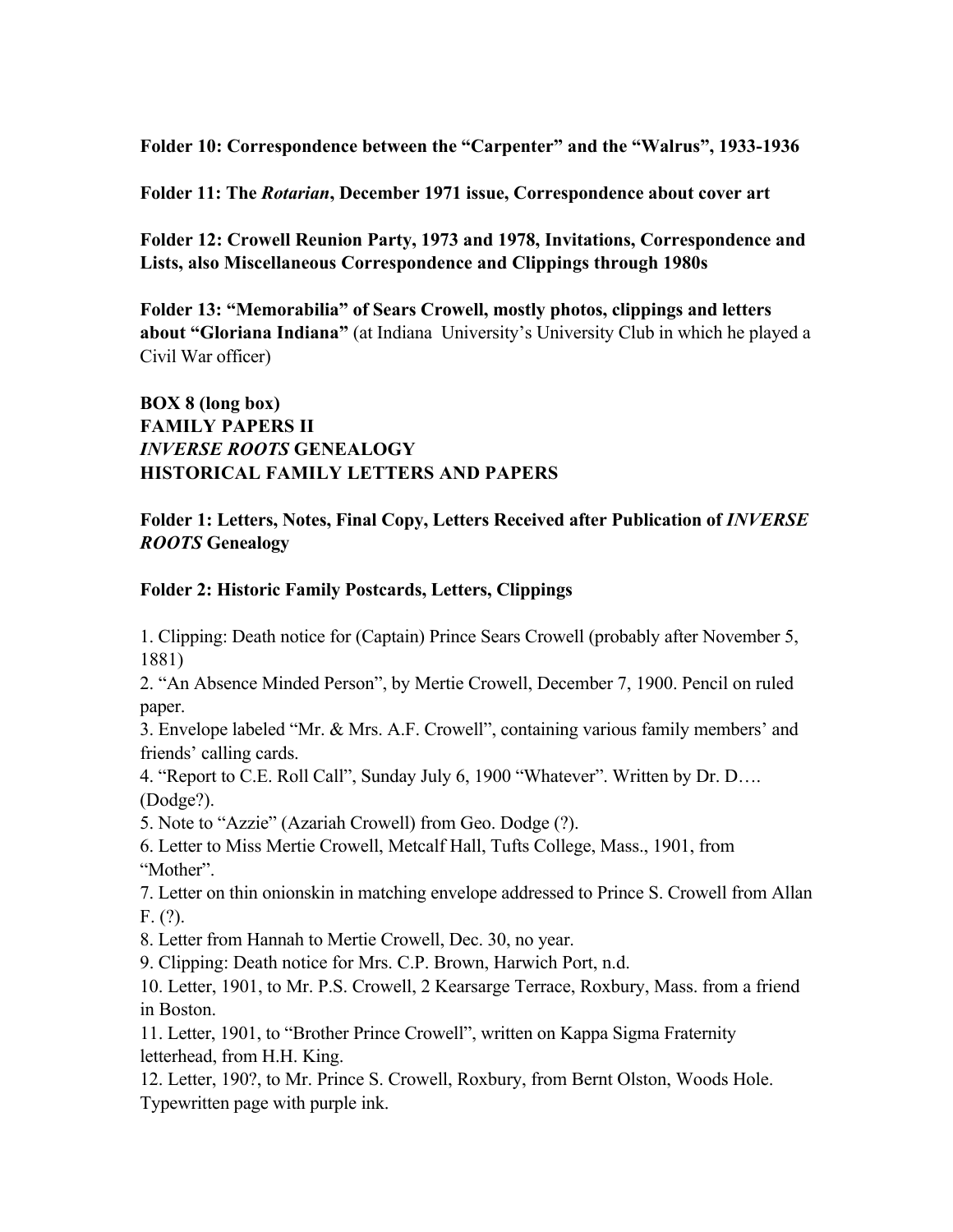**Folder 10: Correspondence between the "Carpenter" and the "Walrus", 1933-1936**

**Folder 11: The *Rotarian*, December 1971 issue, Correspondence about cover art**

**Folder 12: Crowell Reunion Party, 1973 and 1978, Invitations, Correspondence and Lists, also Miscellaneous Correspondence and Clippings through 1980s**

**Folder 13: "Memorabilia" of Sears Crowell, mostly photos, clippings and letters about "Gloriana Indiana"** (at Indiana University's University Club in which he played a Civil War officer)

## BOX 8 (long box)
## FAMILY PAPERS II
## *INVERSE ROOTS* GENEALOGY
## HISTORICAL FAMILY LETTERS AND PAPERS

**Folder 1: Letters, Notes, Final Copy, Letters Received after Publication of *INVERSE ROOTS* Genealogy**

**Folder 2: Historic Family Postcards, Letters, Clippings**

1. Clipping: Death notice for (Captain) Prince Sears Crowell (probably after November 5, 1881)
2. "An Absence Minded Person", by Mertie Crowell, December 7, 1900. Pencil on ruled paper.
3. Envelope labeled "Mr. & Mrs. A.F. Crowell", containing various family members' and friends' calling cards.
4. "Report to C.E. Roll Call", Sunday July 6, 1900 "Whatever". Written by Dr. D…. (Dodge?).
5. Note to "Azzie" (Azariah Crowell) from Geo. Dodge (?).
6. Letter to Miss Mertie Crowell, Metcalf Hall, Tufts College, Mass., 1901, from "Mother".
7. Letter on thin onionskin in matching envelope addressed to Prince S. Crowell from Allan F. (?).
8. Letter from Hannah to Mertie Crowell, Dec. 30, no year.
9. Clipping: Death notice for Mrs. C.P. Brown, Harwich Port, n.d.
10. Letter, 1901, to Mr. P.S. Crowell, 2 Kearsarge Terrace, Roxbury, Mass. from a friend in Boston.
11. Letter, 1901, to "Brother Prince Crowell", written on Kappa Sigma Fraternity letterhead, from H.H. King.
12. Letter, 190?, to Mr. Prince S. Crowell, Roxbury, from Bernt Olston, Woods Hole. Typewritten page with purple ink.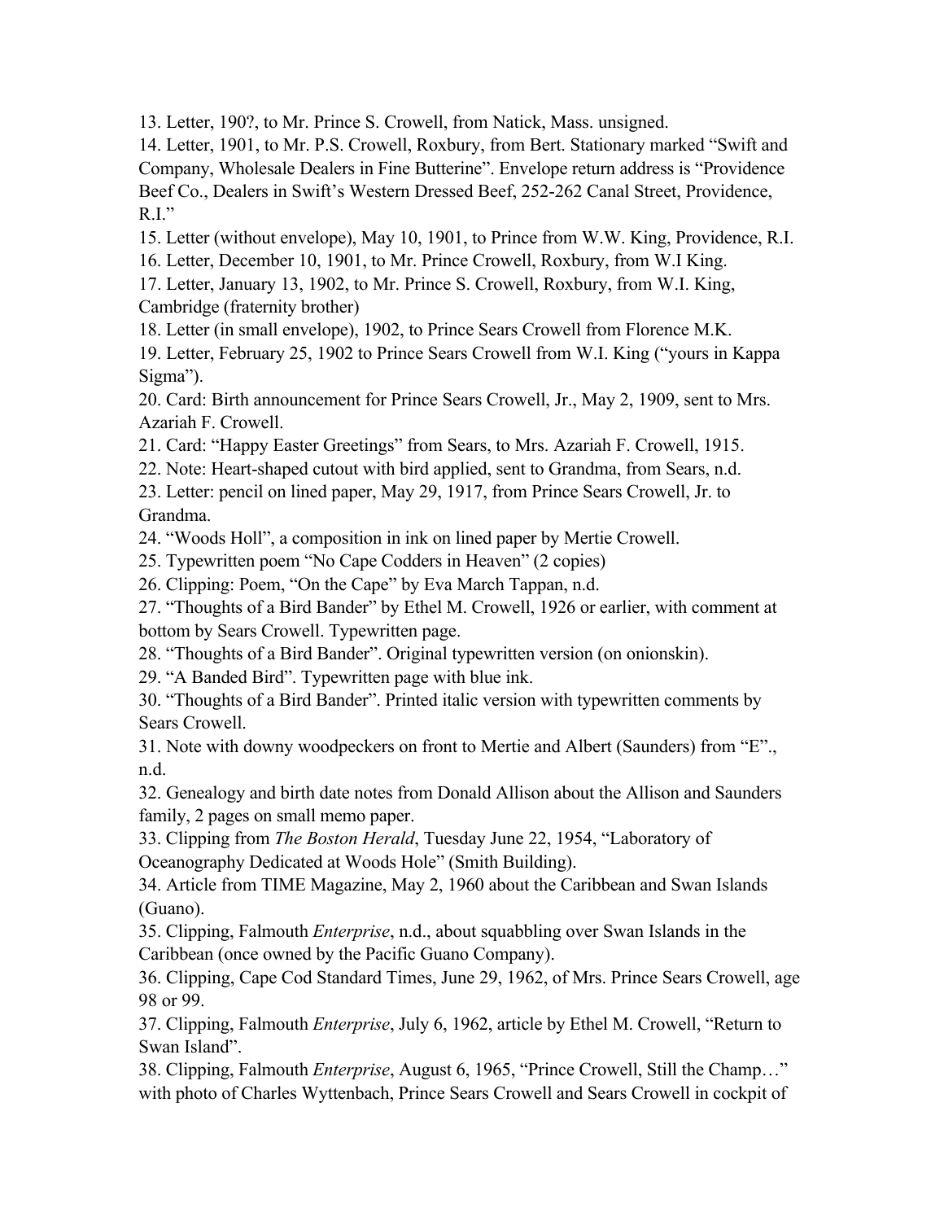13. Letter, 190?, to Mr. Prince S. Crowell, from Natick, Mass. unsigned.

14. Letter, 1901, to Mr. P.S. Crowell, Roxbury, from Bert. Stationary marked "Swift and Company, Wholesale Dealers in Fine Butterine". Envelope return address is "Providence Beef Co., Dealers in Swift's Western Dressed Beef, 252-262 Canal Street, Providence, R.I."

15. Letter (without envelope), May 10, 1901, to Prince from W.W. King, Providence, R.I.

16. Letter, December 10, 1901, to Mr. Prince Crowell, Roxbury, from W.I King.

17. Letter, January 13, 1902, to Mr. Prince S. Crowell, Roxbury, from W.I. King, Cambridge (fraternity brother)

18. Letter (in small envelope), 1902, to Prince Sears Crowell from Florence M.K.

19. Letter, February 25, 1902 to Prince Sears Crowell from W.I. King ("yours in Kappa Sigma").

20. Card: Birth announcement for Prince Sears Crowell, Jr., May 2, 1909, sent to Mrs. Azariah F. Crowell.

21. Card: "Happy Easter Greetings" from Sears, to Mrs. Azariah F. Crowell, 1915.

22. Note: Heart-shaped cutout with bird applied, sent to Grandma, from Sears, n.d.

23. Letter: pencil on lined paper, May 29, 1917, from Prince Sears Crowell, Jr. to Grandma.

24. "Woods Holl", a composition in ink on lined paper by Mertie Crowell.

25. Typewritten poem "No Cape Codders in Heaven" (2 copies)

26. Clipping: Poem, "On the Cape" by Eva March Tappan, n.d.

27. "Thoughts of a Bird Bander" by Ethel M. Crowell, 1926 or earlier, with comment at bottom by Sears Crowell. Typewritten page.

28. "Thoughts of a Bird Bander". Original typewritten version (on onionskin).

29. "A Banded Bird". Typewritten page with blue ink.

30. "Thoughts of a Bird Bander". Printed italic version with typewritten comments by Sears Crowell.

31. Note with downy woodpeckers on front to Mertie and Albert (Saunders) from "E"., n.d.

32. Genealogy and birth date notes from Donald Allison about the Allison and Saunders family, 2 pages on small memo paper.

33. Clipping from *The Boston Herald*, Tuesday June 22, 1954, "Laboratory of Oceanography Dedicated at Woods Hole" (Smith Building).

34. Article from TIME Magazine, May 2, 1960 about the Caribbean and Swan Islands (Guano).

35. Clipping, Falmouth *Enterprise*, n.d., about squabbling over Swan Islands in the Caribbean (once owned by the Pacific Guano Company).

36. Clipping, Cape Cod Standard Times, June 29, 1962, of Mrs. Prince Sears Crowell, age 98 or 99.

37. Clipping, Falmouth *Enterprise*, July 6, 1962, article by Ethel M. Crowell, "Return to Swan Island".

38. Clipping, Falmouth *Enterprise*, August 6, 1965, "Prince Crowell, Still the Champ…" with photo of Charles Wyttenbach, Prince Sears Crowell and Sears Crowell in cockpit of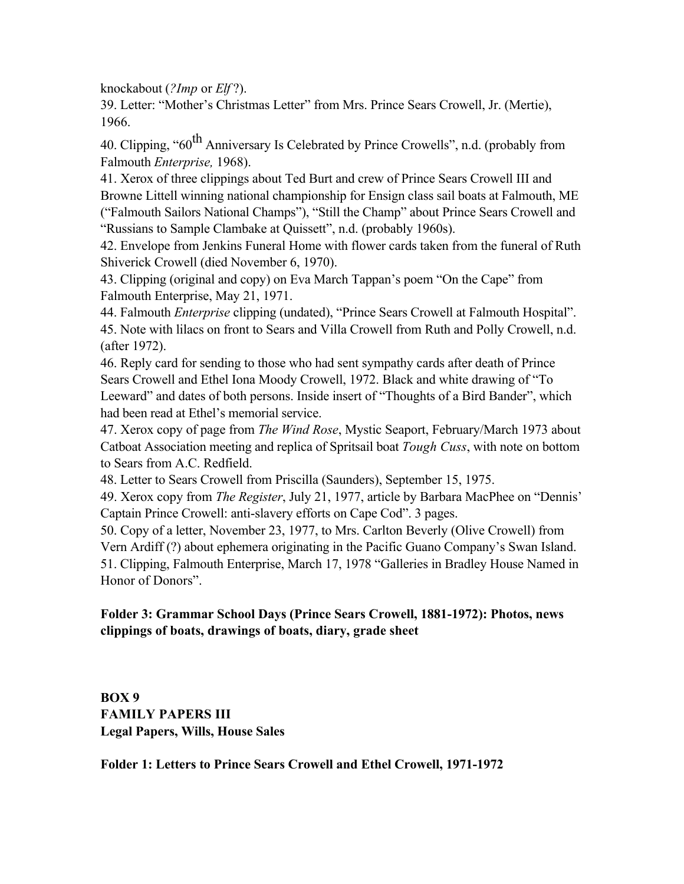knockabout (*?Imp* or *Elf* ?).

39. Letter: "Mother's Christmas Letter" from Mrs. Prince Sears Crowell, Jr. (Mertie), 1966.

40. Clipping, "60th Anniversary Is Celebrated by Prince Crowells", n.d. (probably from Falmouth *Enterprise,* 1968).

41. Xerox of three clippings about Ted Burt and crew of Prince Sears Crowell III and Browne Littell winning national championship for Ensign class sail boats at Falmouth, ME ("Falmouth Sailors National Champs"), "Still the Champ" about Prince Sears Crowell and "Russians to Sample Clambake at Quissett", n.d. (probably 1960s).

42. Envelope from Jenkins Funeral Home with flower cards taken from the funeral of Ruth Shiverick Crowell (died November 6, 1970).

43. Clipping (original and copy) on Eva March Tappan's poem "On the Cape" from Falmouth Enterprise, May 21, 1971.

44. Falmouth *Enterprise* clipping (undated), "Prince Sears Crowell at Falmouth Hospital".

45. Note with lilacs on front to Sears and Villa Crowell from Ruth and Polly Crowell, n.d. (after 1972).

46. Reply card for sending to those who had sent sympathy cards after death of Prince Sears Crowell and Ethel Iona Moody Crowell, 1972. Black and white drawing of "To Leeward" and dates of both persons. Inside insert of "Thoughts of a Bird Bander", which had been read at Ethel's memorial service.

47. Xerox copy of page from *The Wind Rose*, Mystic Seaport, February/March 1973 about Catboat Association meeting and replica of Spritsail boat *Tough Cuss*, with note on bottom to Sears from A.C. Redfield.

48. Letter to Sears Crowell from Priscilla (Saunders), September 15, 1975.

49. Xerox copy from *The Register*, July 21, 1977, article by Barbara MacPhee on "Dennis' Captain Prince Crowell: anti-slavery efforts on Cape Cod". 3 pages.

50. Copy of a letter, November 23, 1977, to Mrs. Carlton Beverly (Olive Crowell) from Vern Ardiff (?) about ephemera originating in the Pacific Guano Company's Swan Island.

51. Clipping, Falmouth Enterprise, March 17, 1978 "Galleries in Bradley House Named in Honor of Donors".

**Folder 3: Grammar School Days (Prince Sears Crowell, 1881-1972): Photos, news clippings of boats, drawings of boats, diary, grade sheet**

**BOX 9**
**FAMILY PAPERS III**
**Legal Papers, Wills, House Sales**

**Folder 1: Letters to Prince Sears Crowell and Ethel Crowell, 1971-1972**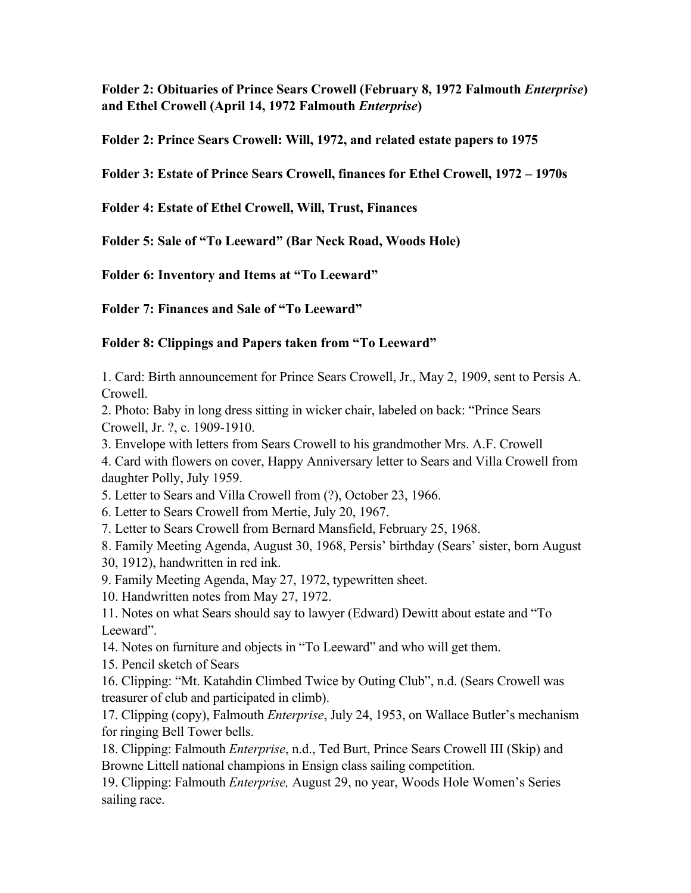**Folder 2: Obituaries of Prince Sears Crowell (February 8, 1972 Falmouth *Enterprise*) and Ethel Crowell (April 14, 1972 Falmouth *Enterprise*)**

**Folder 2: Prince Sears Crowell: Will, 1972, and related estate papers to 1975**

**Folder 3: Estate of Prince Sears Crowell, finances for Ethel Crowell, 1972 – 1970s**

**Folder 4: Estate of Ethel Crowell, Will, Trust, Finances**

**Folder 5: Sale of "To Leeward" (Bar Neck Road, Woods Hole)**

**Folder 6: Inventory and Items at "To Leeward"**

**Folder 7: Finances and Sale of "To Leeward"**

**Folder 8: Clippings and Papers taken from "To Leeward"**

1. Card: Birth announcement for Prince Sears Crowell, Jr., May 2, 1909, sent to Persis A. Crowell.
2. Photo: Baby in long dress sitting in wicker chair, labeled on back: "Prince Sears Crowell, Jr. ?, c. 1909-1910.
3. Envelope with letters from Sears Crowell to his grandmother Mrs. A.F. Crowell
4. Card with flowers on cover, Happy Anniversary letter to Sears and Villa Crowell from daughter Polly, July 1959.
5. Letter to Sears and Villa Crowell from (?), October 23, 1966.
6. Letter to Sears Crowell from Mertie, July 20, 1967.
7. Letter to Sears Crowell from Bernard Mansfield, February 25, 1968.
8. Family Meeting Agenda, August 30, 1968, Persis' birthday (Sears' sister, born August 30, 1912), handwritten in red ink.
9. Family Meeting Agenda, May 27, 1972, typewritten sheet.
10. Handwritten notes from May 27, 1972.
11. Notes on what Sears should say to lawyer (Edward) Dewitt about estate and "To Leeward".
14. Notes on furniture and objects in "To Leeward" and who will get them.
15. Pencil sketch of Sears
16. Clipping: "Mt. Katahdin Climbed Twice by Outing Club", n.d. (Sears Crowell was treasurer of club and participated in climb).
17. Clipping (copy), Falmouth *Enterprise*, July 24, 1953, on Wallace Butler's mechanism for ringing Bell Tower bells.
18. Clipping: Falmouth *Enterprise*, n.d., Ted Burt, Prince Sears Crowell III (Skip) and Browne Littell national champions in Ensign class sailing competition.
19. Clipping: Falmouth *Enterprise,* August 29, no year, Woods Hole Women's Series sailing race.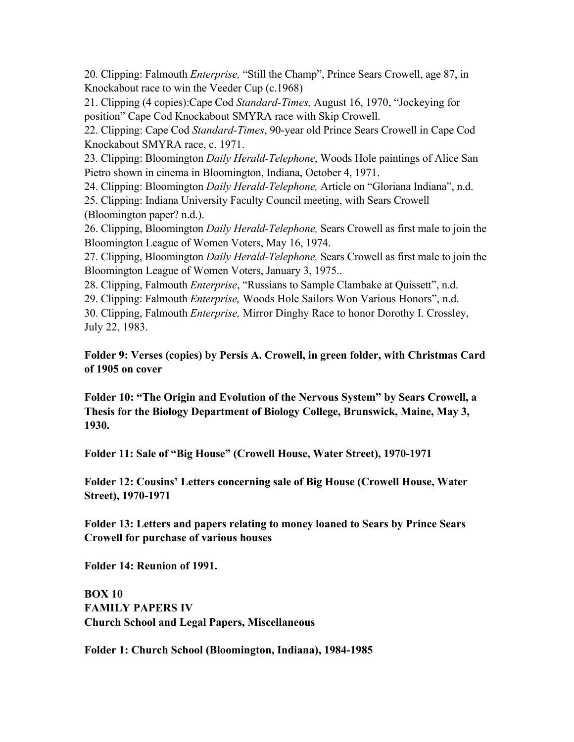20. Clipping: Falmouth *Enterprise,* "Still the Champ", Prince Sears Crowell, age 87, in Knockabout race to win the Veeder Cup (c.1968)

21. Clipping (4 copies):Cape Cod *Standard-Times,* August 16, 1970, "Jockeying for position" Cape Cod Knockabout SMYRA race with Skip Crowell.

22. Clipping: Cape Cod *Standard-Times*, 90-year old Prince Sears Crowell in Cape Cod Knockabout SMYRA race, c. 1971.

23. Clipping: Bloomington *Daily Herald-Telephone*, Woods Hole paintings of Alice San Pietro shown in cinema in Bloomington, Indiana, October 4, 1971.

24. Clipping: Bloomington *Daily Herald-Telephone,* Article on "Gloriana Indiana", n.d.

25. Clipping: Indiana University Faculty Council meeting, with Sears Crowell (Bloomington paper? n.d.).

26. Clipping, Bloomington *Daily Herald-Telephone,* Sears Crowell as first male to join the Bloomington League of Women Voters, May 16, 1974.

27. Clipping, Bloomington *Daily Herald-Telephone,* Sears Crowell as first male to join the Bloomington League of Women Voters, January 3, 1975..

28. Clipping, Falmouth *Enterprise*, "Russians to Sample Clambake at Quissett", n.d.

29. Clipping: Falmouth *Enterprise,* Woods Hole Sailors Won Various Honors", n.d.

30. Clipping, Falmouth *Enterprise,* Mirror Dinghy Race to honor Dorothy I. Crossley, July 22, 1983.

**Folder 9: Verses (copies) by Persis A. Crowell, in green folder, with Christmas Card of 1905 on cover**

**Folder 10: "The Origin and Evolution of the Nervous System" by Sears Crowell, a Thesis for the Biology Department of Biology College, Brunswick, Maine, May 3, 1930.**

**Folder 11: Sale of "Big House" (Crowell House, Water Street), 1970-1971**

**Folder 12: Cousins' Letters concerning sale of Big House (Crowell House, Water Street), 1970-1971**

**Folder 13: Letters and papers relating to money loaned to Sears by Prince Sears Crowell for purchase of various houses**

**Folder 14: Reunion of 1991.**

**BOX 10**
**FAMILY PAPERS IV**
**Church School and Legal Papers, Miscellaneous**

**Folder 1: Church School (Bloomington, Indiana), 1984-1985**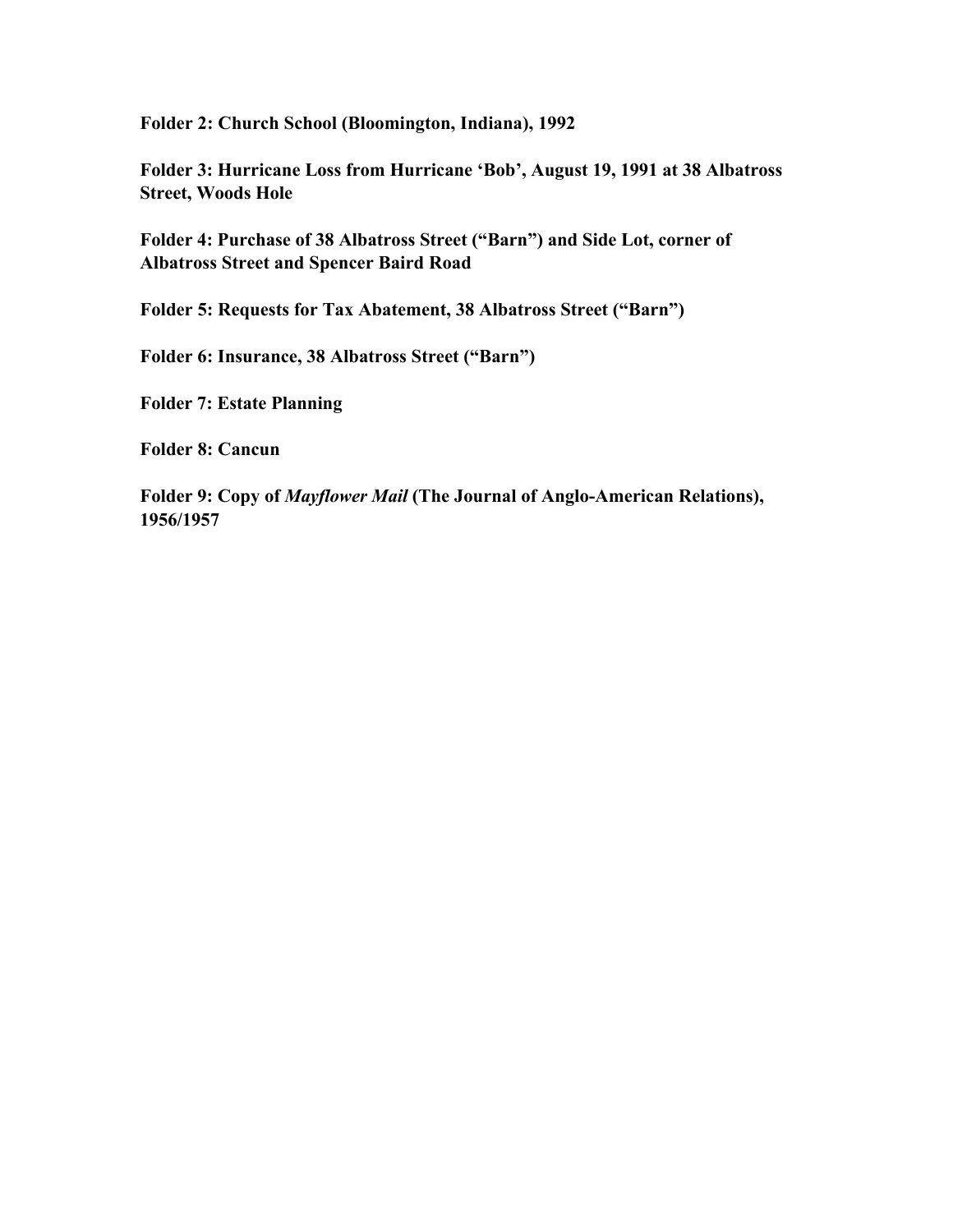**Folder 2: Church School (Bloomington, Indiana), 1992**

**Folder 3: Hurricane Loss from Hurricane 'Bob', August 19, 1991 at 38 Albatross Street, Woods Hole**

**Folder 4: Purchase of 38 Albatross Street ("Barn") and Side Lot, corner of Albatross Street and Spencer Baird Road**

**Folder 5: Requests for Tax Abatement, 38 Albatross Street ("Barn")**

**Folder 6: Insurance, 38 Albatross Street ("Barn")**

**Folder 7: Estate Planning**

**Folder 8: Cancun**

**Folder 9: Copy of *Mayflower Mail* (The Journal of Anglo-American Relations), 1956/1957**